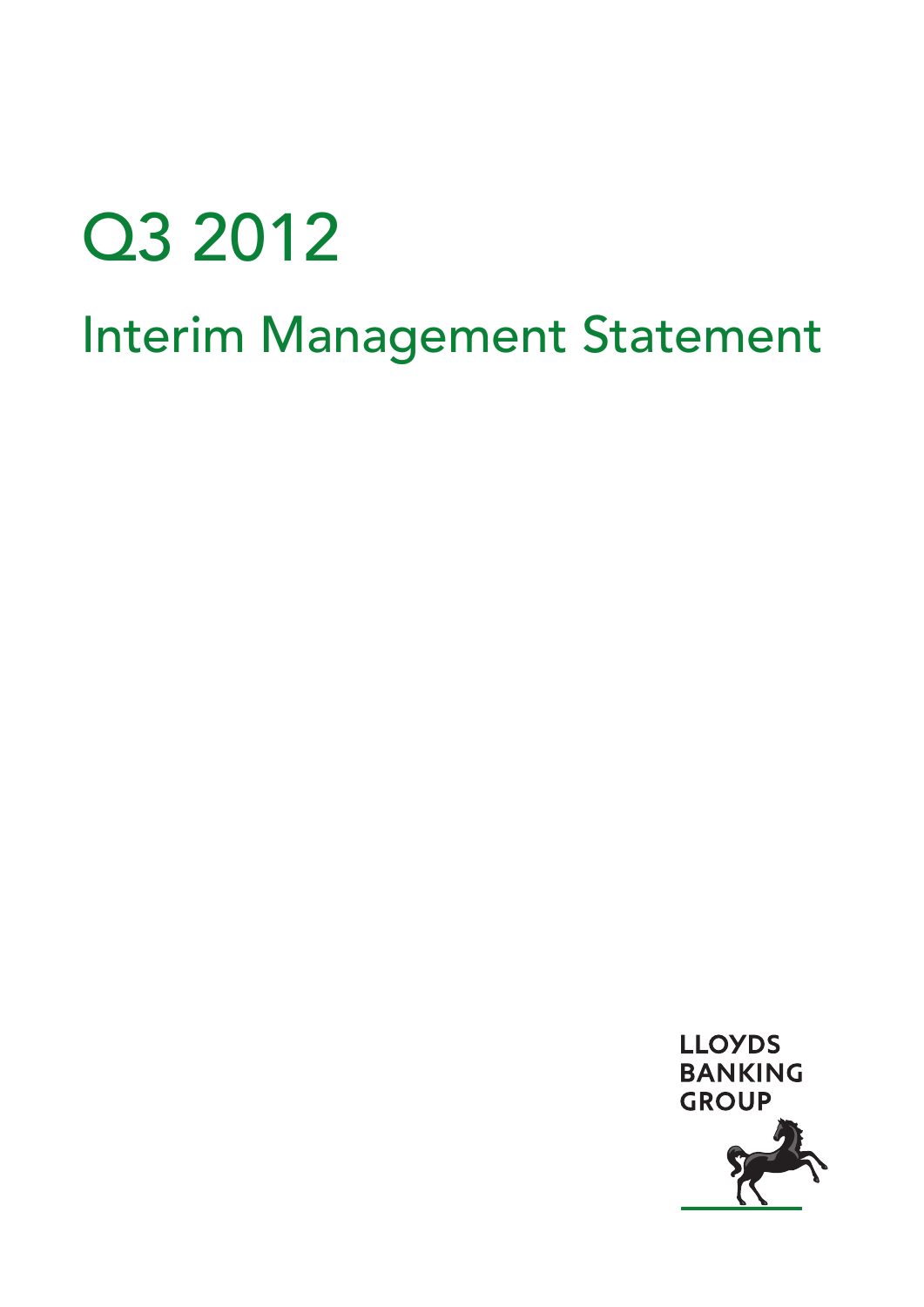# Q3 2012

## Interim Management Statement

LLOYDS
BANKING
GROUP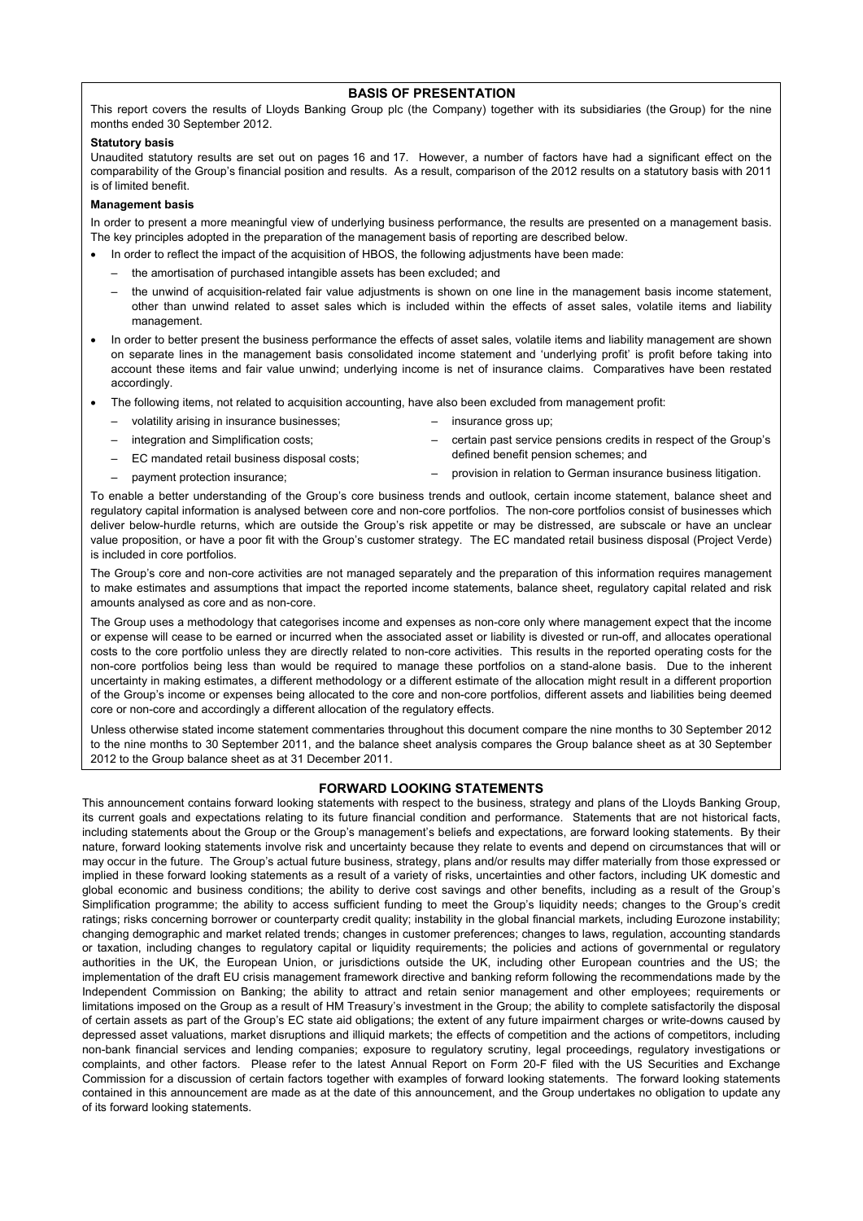## BASIS OF PRESENTATION

This report covers the results of Lloyds Banking Group plc (the Company) together with its subsidiaries (the Group) for the nine months ended 30 September 2012.

**Statutory basis**

Unaudited statutory results are set out on pages 16 and 17. However, a number of factors have had a significant effect on the comparability of the Group's financial position and results. As a result, comparison of the 2012 results on a statutory basis with 2011 is of limited benefit.

**Management basis**

In order to present a more meaningful view of underlying business performance, the results are presented on a management basis. The key principles adopted in the preparation of the management basis of reporting are described below.

- In order to reflect the impact of the acquisition of HBOS, the following adjustments have been made:
  - the amortisation of purchased intangible assets has been excluded; and
  - the unwind of acquisition-related fair value adjustments is shown on one line in the management basis income statement, other than unwind related to asset sales which is included within the effects of asset sales, volatile items and liability management.
- In order to better present the business performance the effects of asset sales, volatile items and liability management are shown on separate lines in the management basis consolidated income statement and 'underlying profit' is profit before taking into account these items and fair value unwind; underlying income is net of insurance claims. Comparatives have been restated accordingly.
- The following items, not related to acquisition accounting, have also been excluded from management profit:
  - volatility arising in insurance businesses;
  - integration and Simplification costs;
  - EC mandated retail business disposal costs;
  - payment protection insurance;
  - insurance gross up;
  - certain past service pensions credits in respect of the Group's defined benefit pension schemes; and
  - provision in relation to German insurance business litigation.

To enable a better understanding of the Group's core business trends and outlook, certain income statement, balance sheet and regulatory capital information is analysed between core and non-core portfolios. The non-core portfolios consist of businesses which deliver below-hurdle returns, which are outside the Group's risk appetite or may be distressed, are subscale or have an unclear value proposition, or have a poor fit with the Group's customer strategy. The EC mandated retail business disposal (Project Verde) is included in core portfolios.

The Group's core and non-core activities are not managed separately and the preparation of this information requires management to make estimates and assumptions that impact the reported income statements, balance sheet, regulatory capital related and risk amounts analysed as core and as non-core.

The Group uses a methodology that categorises income and expenses as non-core only where management expect that the income or expense will cease to be earned or incurred when the associated asset or liability is divested or run-off, and allocates operational costs to the core portfolio unless they are directly related to non-core activities. This results in the reported operating costs for the non-core portfolios being less than would be required to manage these portfolios on a stand-alone basis. Due to the inherent uncertainty in making estimates, a different methodology or a different estimate of the allocation might result in a different proportion of the Group's income or expenses being allocated to the core and non-core portfolios, different assets and liabilities being deemed core or non-core and accordingly a different allocation of the regulatory effects.

Unless otherwise stated income statement commentaries throughout this document compare the nine months to 30 September 2012 to the nine months to 30 September 2011, and the balance sheet analysis compares the Group balance sheet as at 30 September 2012 to the Group balance sheet as at 31 December 2011.

## FORWARD LOOKING STATEMENTS

This announcement contains forward looking statements with respect to the business, strategy and plans of the Lloyds Banking Group, its current goals and expectations relating to its future financial condition and performance. Statements that are not historical facts, including statements about the Group or the Group's management's beliefs and expectations, are forward looking statements. By their nature, forward looking statements involve risk and uncertainty because they relate to events and depend on circumstances that will or may occur in the future. The Group's actual future business, strategy, plans and/or results may differ materially from those expressed or implied in these forward looking statements as a result of a variety of risks, uncertainties and other factors, including UK domestic and global economic and business conditions; the ability to derive cost savings and other benefits, including as a result of the Group's Simplification programme; the ability to access sufficient funding to meet the Group's liquidity needs; changes to the Group's credit ratings; risks concerning borrower or counterparty credit quality; instability in the global financial markets, including Eurozone instability; changing demographic and market related trends; changes in customer preferences; changes to laws, regulation, accounting standards or taxation, including changes to regulatory capital or liquidity requirements; the policies and actions of governmental or regulatory authorities in the UK, the European Union, or jurisdictions outside the UK, including other European countries and the US; the implementation of the draft EU crisis management framework directive and banking reform following the recommendations made by the Independent Commission on Banking; the ability to attract and retain senior management and other employees; requirements or limitations imposed on the Group as a result of HM Treasury's investment in the Group; the ability to complete satisfactorily the disposal of certain assets as part of the Group's EC state aid obligations; the extent of any future impairment charges or write-downs caused by depressed asset valuations, market disruptions and illiquid markets; the effects of competition and the actions of competitors, including non-bank financial services and lending companies; exposure to regulatory scrutiny, legal proceedings, regulatory investigations or complaints, and other factors. Please refer to the latest Annual Report on Form 20-F filed with the US Securities and Exchange Commission for a discussion of certain factors together with examples of forward looking statements. The forward looking statements contained in this announcement are made as at the date of this announcement, and the Group undertakes no obligation to update any of its forward looking statements.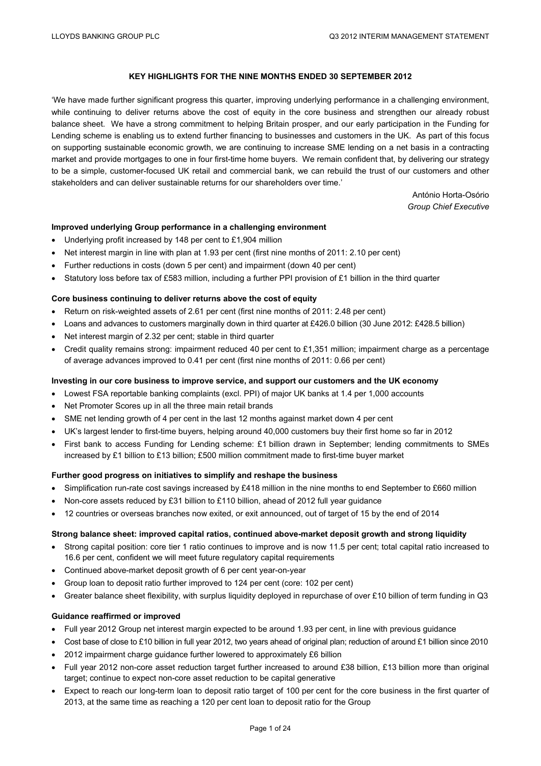## KEY HIGHLIGHTS FOR THE NINE MONTHS ENDED 30 SEPTEMBER 2012

'We have made further significant progress this quarter, improving underlying performance in a challenging environment, while continuing to deliver returns above the cost of equity in the core business and strengthen our already robust balance sheet. We have a strong commitment to helping Britain prosper, and our early participation in the Funding for Lending scheme is enabling us to extend further financing to businesses and customers in the UK. As part of this focus on supporting sustainable economic growth, we are continuing to increase SME lending on a net basis in a contracting market and provide mortgages to one in four first-time home buyers. We remain confident that, by delivering our strategy to be a simple, customer-focused UK retail and commercial bank, we can rebuild the trust of our customers and other stakeholders and can deliver sustainable returns for our shareholders over time.'

António Horta-Osório
*Group Chief Executive*

**Improved underlying Group performance in a challenging environment**

- Underlying profit increased by 148 per cent to £1,904 million
- Net interest margin in line with plan at 1.93 per cent (first nine months of 2011: 2.10 per cent)
- Further reductions in costs (down 5 per cent) and impairment (down 40 per cent)
- Statutory loss before tax of £583 million, including a further PPI provision of £1 billion in the third quarter

**Core business continuing to deliver returns above the cost of equity**

- Return on risk-weighted assets of 2.61 per cent (first nine months of 2011: 2.48 per cent)
- Loans and advances to customers marginally down in third quarter at £426.0 billion (30 June 2012: £428.5 billion)
- Net interest margin of 2.32 per cent; stable in third quarter
- Credit quality remains strong: impairment reduced 40 per cent to £1,351 million; impairment charge as a percentage of average advances improved to 0.41 per cent (first nine months of 2011: 0.66 per cent)

**Investing in our core business to improve service, and support our customers and the UK economy**

- Lowest FSA reportable banking complaints (excl. PPI) of major UK banks at 1.4 per 1,000 accounts
- Net Promoter Scores up in all the three main retail brands
- SME net lending growth of 4 per cent in the last 12 months against market down 4 per cent
- UK's largest lender to first-time buyers, helping around 40,000 customers buy their first home so far in 2012
- First bank to access Funding for Lending scheme: £1 billion drawn in September; lending commitments to SMEs increased by £1 billion to £13 billion; £500 million commitment made to first-time buyer market

**Further good progress on initiatives to simplify and reshape the business**

- Simplification run-rate cost savings increased by £418 million in the nine months to end September to £660 million
- Non-core assets reduced by £31 billion to £110 billion, ahead of 2012 full year guidance
- 12 countries or overseas branches now exited, or exit announced, out of target of 15 by the end of 2014

**Strong balance sheet: improved capital ratios, continued above-market deposit growth and strong liquidity**

- Strong capital position: core tier 1 ratio continues to improve and is now 11.5 per cent; total capital ratio increased to 16.6 per cent, confident we will meet future regulatory capital requirements
- Continued above-market deposit growth of 6 per cent year-on-year
- Group loan to deposit ratio further improved to 124 per cent (core: 102 per cent)
- Greater balance sheet flexibility, with surplus liquidity deployed in repurchase of over £10 billion of term funding in Q3

**Guidance reaffirmed or improved**

- Full year 2012 Group net interest margin expected to be around 1.93 per cent, in line with previous guidance
- Cost base of close to £10 billion in full year 2012, two years ahead of original plan; reduction of around £1 billion since 2010
- 2012 impairment charge guidance further lowered to approximately £6 billion
- Full year 2012 non-core asset reduction target further increased to around £38 billion, £13 billion more than original target; continue to expect non-core asset reduction to be capital generative
- Expect to reach our long-term loan to deposit ratio target of 100 per cent for the core business in the first quarter of 2013, at the same time as reaching a 120 per cent loan to deposit ratio for the Group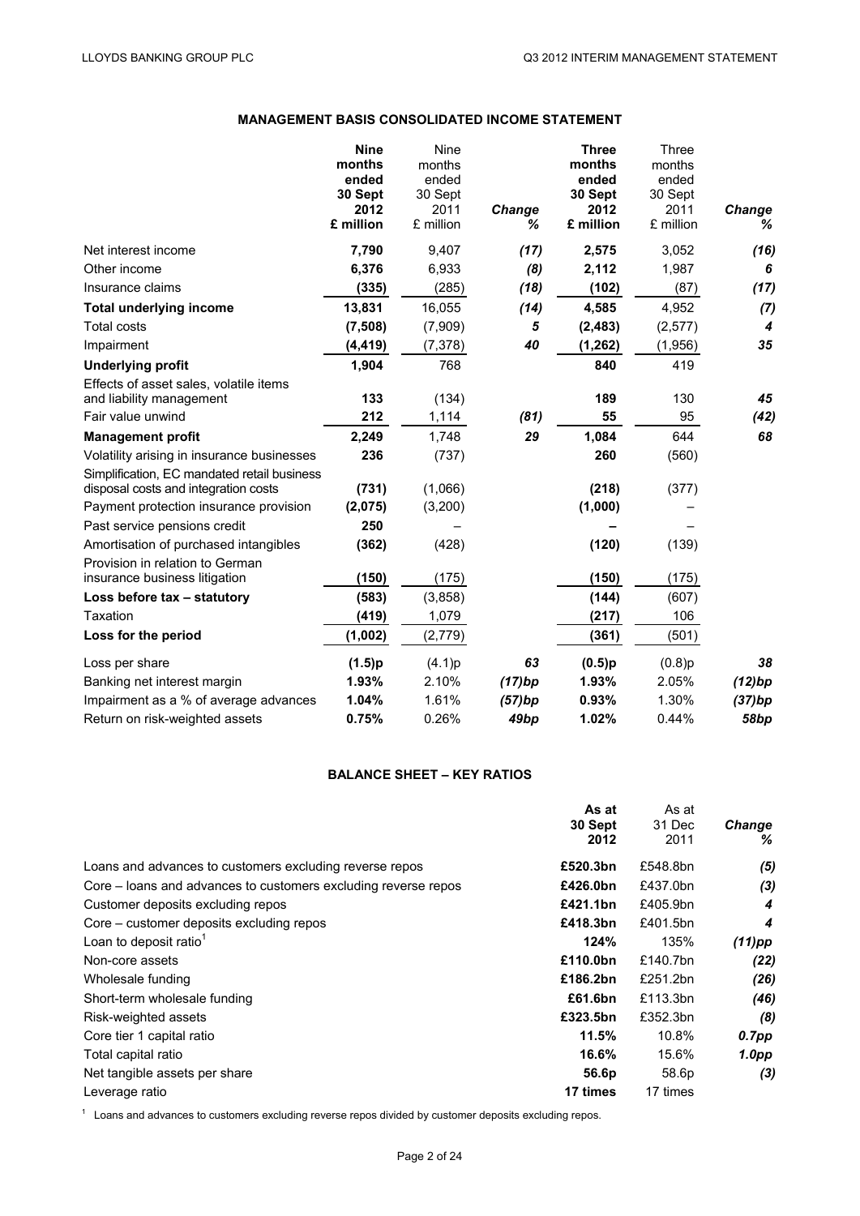## MANAGEMENT BASIS CONSOLIDATED INCOME STATEMENT

| | **Nine months ended 30 Sept 2012 £ million** | Nine months ended 30 Sept 2011 £ million | *Change %* | **Three months ended 30 Sept 2012 £ million** | Three months ended 30 Sept 2011 £ million | *Change %* |
|---|---|---|---|---|---|---|
| Net interest income | **7,790** | 9,407 | *(17)* | **2,575** | 3,052 | *(16)* |
| Other income | **6,376** | 6,933 | *(8)* | **2,112** | 1,987 | *6* |
| Insurance claims | **(335)** | (285) | *(18)* | **(102)** | (87) | *(17)* |
| **Total underlying income** | **13,831** | 16,055 | *(14)* | **4,585** | 4,952 | *(7)* |
| Total costs | **(7,508)** | (7,909) | *5* | **(2,483)** | (2,577) | *4* |
| Impairment | **(4,419)** | (7,378) | *40* | **(1,262)** | (1,956) | *35* |
| **Underlying profit** | **1,904** | 768 | | **840** | 419 | |
| Effects of asset sales, volatile items and liability management | **133** | (134) | | **189** | 130 | *45* |
| Fair value unwind | **212** | 1,114 | *(81)* | **55** | 95 | *(42)* |
| **Management profit** | **2,249** | 1,748 | *29* | **1,084** | 644 | *68* |
| Volatility arising in insurance businesses | **236** | (737) | | **260** | (560) | |
| Simplification, EC mandated retail business disposal costs and integration costs | **(731)** | (1,066) | | **(218)** | (377) | |
| Payment protection insurance provision | **(2,075)** | (3,200) | | **(1,000)** | – | |
| Past service pensions credit | **250** | – | | **–** | – | |
| Amortisation of purchased intangibles | **(362)** | (428) | | **(120)** | (139) | |
| Provision in relation to German insurance business litigation | **(150)** | (175) | | **(150)** | (175) | |
| **Loss before tax – statutory** | **(583)** | (3,858) | | **(144)** | (607) | |
| Taxation | **(419)** | 1,079 | | **(217)** | 106 | |
| **Loss for the period** | **(1,002)** | (2,779) | | **(361)** | (501) | |
| Loss per share | **(1.5)p** | (4.1)p | *63* | **(0.5)p** | (0.8)p | *38* |
| Banking net interest margin | **1.93%** | 2.10% | *(17)bp* | **1.93%** | 2.05% | *(12)bp* |
| Impairment as a % of average advances | **1.04%** | 1.61% | *(57)bp* | **0.93%** | 1.30% | *(37)bp* |
| Return on risk-weighted assets | **0.75%** | 0.26% | *49bp* | **1.02%** | 0.44% | *58bp* |

## BALANCE SHEET – KEY RATIOS

| | **As at 30 Sept 2012** | As at 31 Dec 2011 | *Change %* |
|---|---|---|---|
| Loans and advances to customers excluding reverse repos | **£520.3bn** | £548.8bn | *(5)* |
| Core – loans and advances to customers excluding reverse repos | **£426.0bn** | £437.0bn | *(3)* |
| Customer deposits excluding repos | **£421.1bn** | £405.9bn | *4* |
| Core – customer deposits excluding repos | **£418.3bn** | £401.5bn | *4* |
| Loan to deposit ratio[1] | **124%** | 135% | *(11)pp* |
| Non-core assets | **£110.0bn** | £140.7bn | *(22)* |
| Wholesale funding | **£186.2bn** | £251.2bn | *(26)* |
| Short-term wholesale funding | **£61.6bn** | £113.3bn | *(46)* |
| Risk-weighted assets | **£323.5bn** | £352.3bn | *(8)* |
| Core tier 1 capital ratio | **11.5%** | 10.8% | *0.7pp* |
| Total capital ratio | **16.6%** | 15.6% | *1.0pp* |
| Net tangible assets per share | **56.6p** | 58.6p | *(3)* |
| Leverage ratio | **17 times** | 17 times | |

[1] Loans and advances to customers excluding reverse repos divided by customer deposits excluding repos.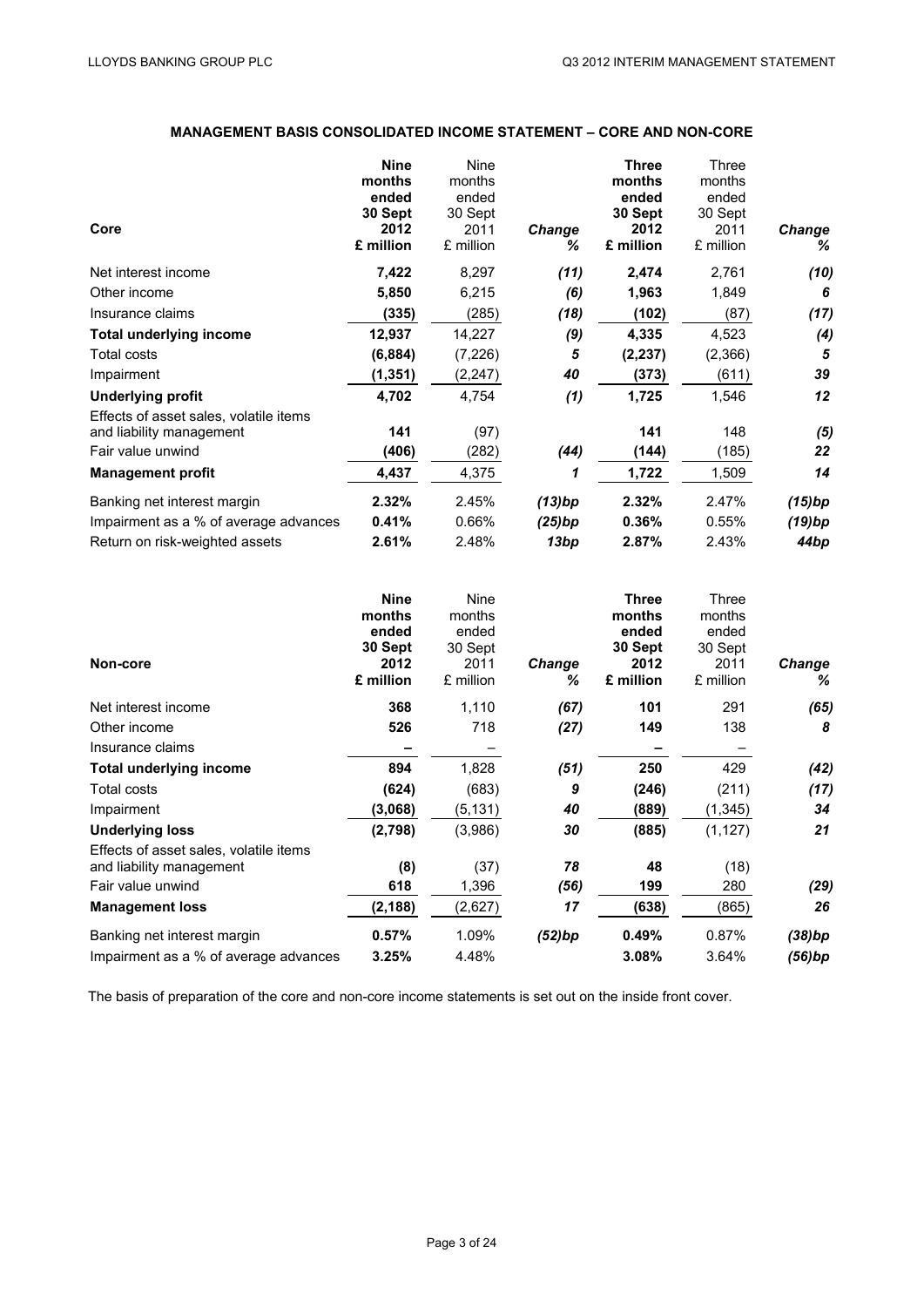## MANAGEMENT BASIS CONSOLIDATED INCOME STATEMENT – CORE AND NON-CORE

| Core | Nine months ended 30 Sept 2012 £ million | Nine months ended 30 Sept 2011 £ million | Change % | Three months ended 30 Sept 2012 £ million | Three months ended 30 Sept 2011 £ million | Change % |
|---|---|---|---|---|---|---|
| Net interest income | **7,422** | 8,297 | *(11)* | **2,474** | 2,761 | *(10)* |
| Other income | **5,850** | 6,215 | *(6)* | **1,963** | 1,849 | *6* |
| Insurance claims | **(335)** | (285) | *(18)* | **(102)** | (87) | *(17)* |
| **Total underlying income** | **12,937** | 14,227 | *(9)* | **4,335** | 4,523 | *(4)* |
| Total costs | **(6,884)** | (7,226) | *5* | **(2,237)** | (2,366) | *5* |
| Impairment | **(1,351)** | (2,247) | *40* | **(373)** | (611) | *39* |
| **Underlying profit** | **4,702** | 4,754 | *(1)* | **1,725** | 1,546 | *12* |
| Effects of asset sales, volatile items and liability management | **141** | (97) | | **141** | 148 | *(5)* |
| Fair value unwind | **(406)** | (282) | *(44)* | **(144)** | (185) | *22* |
| **Management profit** | **4,437** | 4,375 | *1* | **1,722** | 1,509 | *14* |
| Banking net interest margin | **2.32%** | 2.45% | *(13)bp* | **2.32%** | 2.47% | *(15)bp* |
| Impairment as a % of average advances | **0.41%** | 0.66% | *(25)bp* | **0.36%** | 0.55% | *(19)bp* |
| Return on risk-weighted assets | **2.61%** | 2.48% | *13bp* | **2.87%** | 2.43% | *44bp* |

| Non-core | Nine months ended 30 Sept 2012 £ million | Nine months ended 30 Sept 2011 £ million | Change % | Three months ended 30 Sept 2012 £ million | Three months ended 30 Sept 2011 £ million | Change % |
|---|---|---|---|---|---|---|
| Net interest income | **368** | 1,110 | *(67)* | **101** | 291 | *(65)* |
| Other income | **526** | 718 | *(27)* | **149** | 138 | *8* |
| Insurance claims | **–** | – | | **–** | – | |
| **Total underlying income** | **894** | 1,828 | *(51)* | **250** | 429 | *(42)* |
| Total costs | **(624)** | (683) | *9* | **(246)** | (211) | *(17)* |
| Impairment | **(3,068)** | (5,131) | *40* | **(889)** | (1,345) | *34* |
| **Underlying loss** | **(2,798)** | (3,986) | *30* | **(885)** | (1,127) | *21* |
| Effects of asset sales, volatile items and liability management | **(8)** | (37) | *78* | **48** | (18) | |
| Fair value unwind | **618** | 1,396 | *(56)* | **199** | 280 | *(29)* |
| **Management loss** | **(2,188)** | (2,627) | *17* | **(638)** | (865) | *26* |
| Banking net interest margin | **0.57%** | 1.09% | *(52)bp* | **0.49%** | 0.87% | *(38)bp* |
| Impairment as a % of average advances | **3.25%** | 4.48% | | **3.08%** | 3.64% | *(56)bp* |

The basis of preparation of the core and non-core income statements is set out on the inside front cover.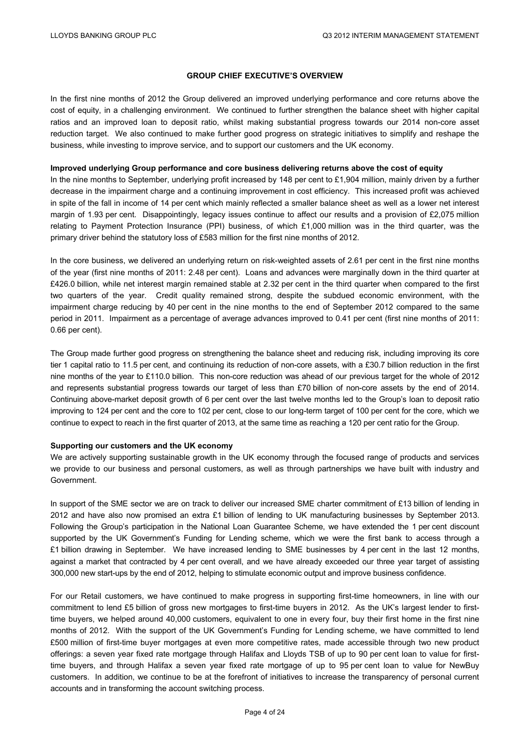## GROUP CHIEF EXECUTIVE'S OVERVIEW

In the first nine months of 2012 the Group delivered an improved underlying performance and core returns above the cost of equity, in a challenging environment. We continued to further strengthen the balance sheet with higher capital ratios and an improved loan to deposit ratio, whilst making substantial progress towards our 2014 non-core asset reduction target. We also continued to make further good progress on strategic initiatives to simplify and reshape the business, while investing to improve service, and to support our customers and the UK economy.

**Improved underlying Group performance and core business delivering returns above the cost of equity**

In the nine months to September, underlying profit increased by 148 per cent to £1,904 million, mainly driven by a further decrease in the impairment charge and a continuing improvement in cost efficiency. This increased profit was achieved in spite of the fall in income of 14 per cent which mainly reflected a smaller balance sheet as well as a lower net interest margin of 1.93 per cent. Disappointingly, legacy issues continue to affect our results and a provision of £2,075 million relating to Payment Protection Insurance (PPI) business, of which £1,000 million was in the third quarter, was the primary driver behind the statutory loss of £583 million for the first nine months of 2012.

In the core business, we delivered an underlying return on risk-weighted assets of 2.61 per cent in the first nine months of the year (first nine months of 2011: 2.48 per cent). Loans and advances were marginally down in the third quarter at £426.0 billion, while net interest margin remained stable at 2.32 per cent in the third quarter when compared to the first two quarters of the year. Credit quality remained strong, despite the subdued economic environment, with the impairment charge reducing by 40 per cent in the nine months to the end of September 2012 compared to the same period in 2011. Impairment as a percentage of average advances improved to 0.41 per cent (first nine months of 2011: 0.66 per cent).

The Group made further good progress on strengthening the balance sheet and reducing risk, including improving its core tier 1 capital ratio to 11.5 per cent, and continuing its reduction of non-core assets, with a £30.7 billion reduction in the first nine months of the year to £110.0 billion. This non-core reduction was ahead of our previous target for the whole of 2012 and represents substantial progress towards our target of less than £70 billion of non-core assets by the end of 2014. Continuing above-market deposit growth of 6 per cent over the last twelve months led to the Group's loan to deposit ratio improving to 124 per cent and the core to 102 per cent, close to our long-term target of 100 per cent for the core, which we continue to expect to reach in the first quarter of 2013, at the same time as reaching a 120 per cent ratio for the Group.

**Supporting our customers and the UK economy**

We are actively supporting sustainable growth in the UK economy through the focused range of products and services we provide to our business and personal customers, as well as through partnerships we have built with industry and Government.

In support of the SME sector we are on track to deliver our increased SME charter commitment of £13 billion of lending in 2012 and have also now promised an extra £1 billion of lending to UK manufacturing businesses by September 2013. Following the Group's participation in the National Loan Guarantee Scheme, we have extended the 1 per cent discount supported by the UK Government's Funding for Lending scheme, which we were the first bank to access through a £1 billion drawing in September. We have increased lending to SME businesses by 4 per cent in the last 12 months, against a market that contracted by 4 per cent overall, and we have already exceeded our three year target of assisting 300,000 new start-ups by the end of 2012, helping to stimulate economic output and improve business confidence.

For our Retail customers, we have continued to make progress in supporting first-time homeowners, in line with our commitment to lend £5 billion of gross new mortgages to first-time buyers in 2012. As the UK's largest lender to first-time buyers, we helped around 40,000 customers, equivalent to one in every four, buy their first home in the first nine months of 2012. With the support of the UK Government's Funding for Lending scheme, we have committed to lend £500 million of first-time buyer mortgages at even more competitive rates, made accessible through two new product offerings: a seven year fixed rate mortgage through Halifax and Lloyds TSB of up to 90 per cent loan to value for first-time buyers, and through Halifax a seven year fixed rate mortgage of up to 95 per cent loan to value for NewBuy customers. In addition, we continue to be at the forefront of initiatives to increase the transparency of personal current accounts and in transforming the account switching process.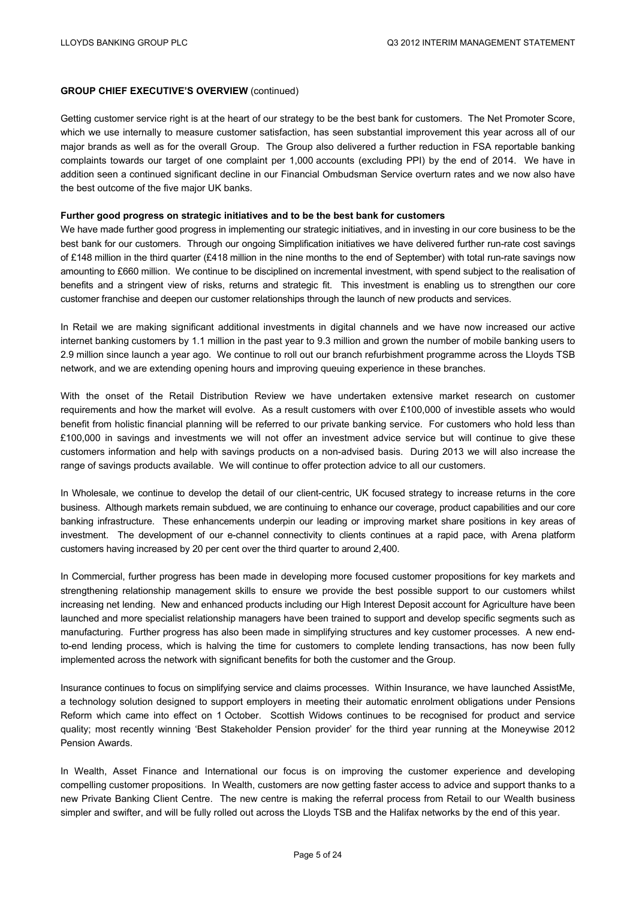**GROUP CHIEF EXECUTIVE'S OVERVIEW** (continued)

Getting customer service right is at the heart of our strategy to be the best bank for customers. The Net Promoter Score, which we use internally to measure customer satisfaction, has seen substantial improvement this year across all of our major brands as well as for the overall Group. The Group also delivered a further reduction in FSA reportable banking complaints towards our target of one complaint per 1,000 accounts (excluding PPI) by the end of 2014. We have in addition seen a continued significant decline in our Financial Ombudsman Service overturn rates and we now also have the best outcome of the five major UK banks.

**Further good progress on strategic initiatives and to be the best bank for customers**

We have made further good progress in implementing our strategic initiatives, and in investing in our core business to be the best bank for our customers. Through our ongoing Simplification initiatives we have delivered further run-rate cost savings of £148 million in the third quarter (£418 million in the nine months to the end of September) with total run-rate savings now amounting to £660 million. We continue to be disciplined on incremental investment, with spend subject to the realisation of benefits and a stringent view of risks, returns and strategic fit. This investment is enabling us to strengthen our core customer franchise and deepen our customer relationships through the launch of new products and services.

In Retail we are making significant additional investments in digital channels and we have now increased our active internet banking customers by 1.1 million in the past year to 9.3 million and grown the number of mobile banking users to 2.9 million since launch a year ago. We continue to roll out our branch refurbishment programme across the Lloyds TSB network, and we are extending opening hours and improving queuing experience in these branches.

With the onset of the Retail Distribution Review we have undertaken extensive market research on customer requirements and how the market will evolve. As a result customers with over £100,000 of investible assets who would benefit from holistic financial planning will be referred to our private banking service. For customers who hold less than £100,000 in savings and investments we will not offer an investment advice service but will continue to give these customers information and help with savings products on a non-advised basis. During 2013 we will also increase the range of savings products available. We will continue to offer protection advice to all our customers.

In Wholesale, we continue to develop the detail of our client-centric, UK focused strategy to increase returns in the core business. Although markets remain subdued, we are continuing to enhance our coverage, product capabilities and our core banking infrastructure. These enhancements underpin our leading or improving market share positions in key areas of investment. The development of our e-channel connectivity to clients continues at a rapid pace, with Arena platform customers having increased by 20 per cent over the third quarter to around 2,400.

In Commercial, further progress has been made in developing more focused customer propositions for key markets and strengthening relationship management skills to ensure we provide the best possible support to our customers whilst increasing net lending. New and enhanced products including our High Interest Deposit account for Agriculture have been launched and more specialist relationship managers have been trained to support and develop specific segments such as manufacturing. Further progress has also been made in simplifying structures and key customer processes. A new end-to-end lending process, which is halving the time for customers to complete lending transactions, has now been fully implemented across the network with significant benefits for both the customer and the Group.

Insurance continues to focus on simplifying service and claims processes. Within Insurance, we have launched AssistMe, a technology solution designed to support employers in meeting their automatic enrolment obligations under Pensions Reform which came into effect on 1 October. Scottish Widows continues to be recognised for product and service quality; most recently winning 'Best Stakeholder Pension provider' for the third year running at the Moneywise 2012 Pension Awards.

In Wealth, Asset Finance and International our focus is on improving the customer experience and developing compelling customer propositions. In Wealth, customers are now getting faster access to advice and support thanks to a new Private Banking Client Centre. The new centre is making the referral process from Retail to our Wealth business simpler and swifter, and will be fully rolled out across the Lloyds TSB and the Halifax networks by the end of this year.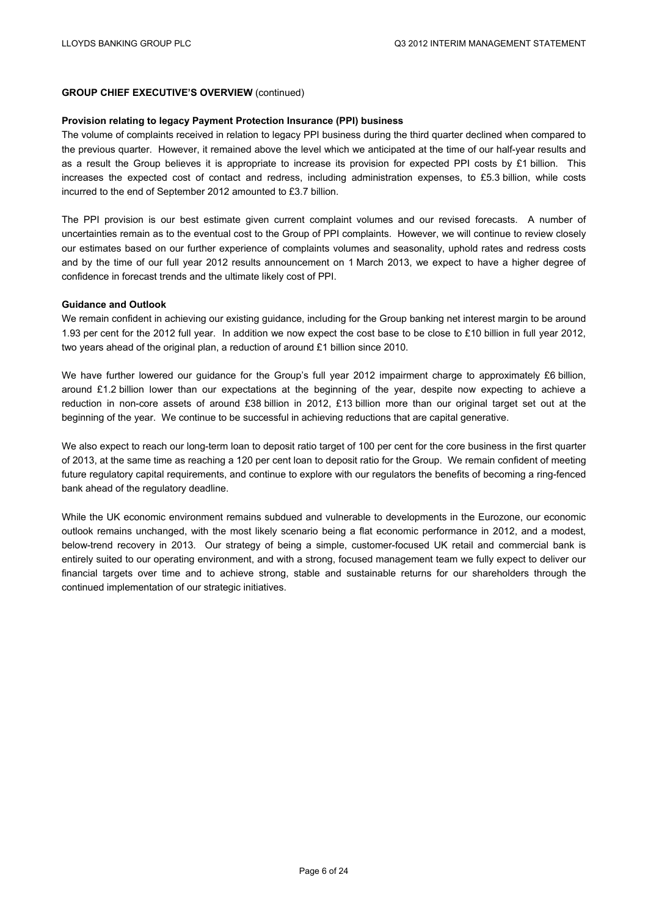**GROUP CHIEF EXECUTIVE'S OVERVIEW** (continued)

**Provision relating to legacy Payment Protection Insurance (PPI) business**

The volume of complaints received in relation to legacy PPI business during the third quarter declined when compared to the previous quarter. However, it remained above the level which we anticipated at the time of our half-year results and as a result the Group believes it is appropriate to increase its provision for expected PPI costs by £1 billion. This increases the expected cost of contact and redress, including administration expenses, to £5.3 billion, while costs incurred to the end of September 2012 amounted to £3.7 billion.

The PPI provision is our best estimate given current complaint volumes and our revised forecasts. A number of uncertainties remain as to the eventual cost to the Group of PPI complaints. However, we will continue to review closely our estimates based on our further experience of complaints volumes and seasonality, uphold rates and redress costs and by the time of our full year 2012 results announcement on 1 March 2013, we expect to have a higher degree of confidence in forecast trends and the ultimate likely cost of PPI.

**Guidance and Outlook**

We remain confident in achieving our existing guidance, including for the Group banking net interest margin to be around 1.93 per cent for the 2012 full year. In addition we now expect the cost base to be close to £10 billion in full year 2012, two years ahead of the original plan, a reduction of around £1 billion since 2010.

We have further lowered our guidance for the Group's full year 2012 impairment charge to approximately £6 billion, around £1.2 billion lower than our expectations at the beginning of the year, despite now expecting to achieve a reduction in non-core assets of around £38 billion in 2012, £13 billion more than our original target set out at the beginning of the year. We continue to be successful in achieving reductions that are capital generative.

We also expect to reach our long-term loan to deposit ratio target of 100 per cent for the core business in the first quarter of 2013, at the same time as reaching a 120 per cent loan to deposit ratio for the Group. We remain confident of meeting future regulatory capital requirements, and continue to explore with our regulators the benefits of becoming a ring-fenced bank ahead of the regulatory deadline.

While the UK economic environment remains subdued and vulnerable to developments in the Eurozone, our economic outlook remains unchanged, with the most likely scenario being a flat economic performance in 2012, and a modest, below-trend recovery in 2013. Our strategy of being a simple, customer-focused UK retail and commercial bank is entirely suited to our operating environment, and with a strong, focused management team we fully expect to deliver our financial targets over time and to achieve strong, stable and sustainable returns for our shareholders through the continued implementation of our strategic initiatives.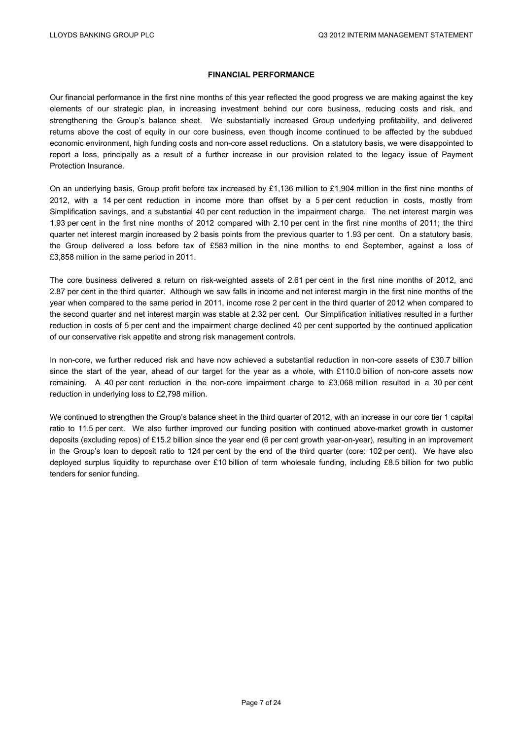## FINANCIAL PERFORMANCE

Our financial performance in the first nine months of this year reflected the good progress we are making against the key elements of our strategic plan, in increasing investment behind our core business, reducing costs and risk, and strengthening the Group's balance sheet. We substantially increased Group underlying profitability, and delivered returns above the cost of equity in our core business, even though income continued to be affected by the subdued economic environment, high funding costs and non-core asset reductions. On a statutory basis, we were disappointed to report a loss, principally as a result of a further increase in our provision related to the legacy issue of Payment Protection Insurance.

On an underlying basis, Group profit before tax increased by £1,136 million to £1,904 million in the first nine months of 2012, with a 14 per cent reduction in income more than offset by a 5 per cent reduction in costs, mostly from Simplification savings, and a substantial 40 per cent reduction in the impairment charge. The net interest margin was 1.93 per cent in the first nine months of 2012 compared with 2.10 per cent in the first nine months of 2011; the third quarter net interest margin increased by 2 basis points from the previous quarter to 1.93 per cent. On a statutory basis, the Group delivered a loss before tax of £583 million in the nine months to end September, against a loss of £3,858 million in the same period in 2011.

The core business delivered a return on risk-weighted assets of 2.61 per cent in the first nine months of 2012, and 2.87 per cent in the third quarter. Although we saw falls in income and net interest margin in the first nine months of the year when compared to the same period in 2011, income rose 2 per cent in the third quarter of 2012 when compared to the second quarter and net interest margin was stable at 2.32 per cent. Our Simplification initiatives resulted in a further reduction in costs of 5 per cent and the impairment charge declined 40 per cent supported by the continued application of our conservative risk appetite and strong risk management controls.

In non-core, we further reduced risk and have now achieved a substantial reduction in non-core assets of £30.7 billion since the start of the year, ahead of our target for the year as a whole, with £110.0 billion of non-core assets now remaining. A 40 per cent reduction in the non-core impairment charge to £3,068 million resulted in a 30 per cent reduction in underlying loss to £2,798 million.

We continued to strengthen the Group's balance sheet in the third quarter of 2012, with an increase in our core tier 1 capital ratio to 11.5 per cent. We also further improved our funding position with continued above-market growth in customer deposits (excluding repos) of £15.2 billion since the year end (6 per cent growth year-on-year), resulting in an improvement in the Group's loan to deposit ratio to 124 per cent by the end of the third quarter (core: 102 per cent). We have also deployed surplus liquidity to repurchase over £10 billion of term wholesale funding, including £8.5 billion for two public tenders for senior funding.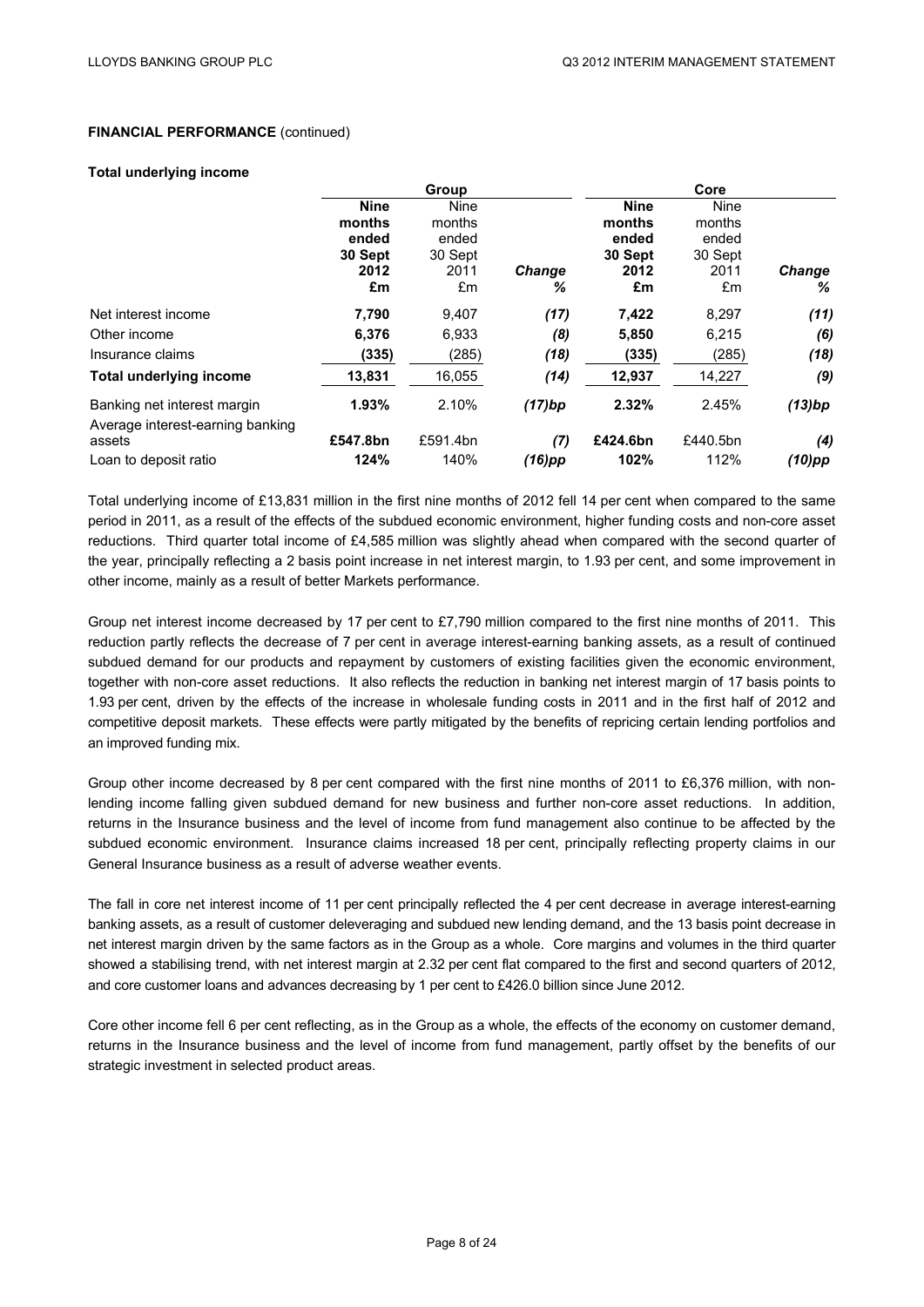**FINANCIAL PERFORMANCE** (continued)

**Total underlying income**

| | Group | | | Core | | |
|---|---|---|---|---|---|---|
| | **Nine months ended 30 Sept 2012 £m** | Nine months ended 30 Sept 2011 £m | ***Change %*** | **Nine months ended 30 Sept 2012 £m** | Nine months ended 30 Sept 2011 £m | ***Change %*** |
| Net interest income | **7,790** | 9,407 | ***(17)*** | **7,422** | 8,297 | ***(11)*** |
| Other income | **6,376** | 6,933 | ***(8)*** | **5,850** | 6,215 | ***(6)*** |
| Insurance claims | **(335)** | (285) | ***(18)*** | **(335)** | (285) | ***(18)*** |
| **Total underlying income** | **13,831** | 16,055 | ***(14)*** | **12,937** | 14,227 | ***(9)*** |
| Banking net interest margin | **1.93%** | 2.10% | ***(17)bp*** | **2.32%** | 2.45% | ***(13)bp*** |
| Average interest-earning banking assets | **£547.8bn** | £591.4bn | ***(7)*** | **£424.6bn** | £440.5bn | ***(4)*** |
| Loan to deposit ratio | **124%** | 140% | ***(16)pp*** | **102%** | 112% | ***(10)pp*** |

Total underlying income of £13,831 million in the first nine months of 2012 fell 14 per cent when compared to the same period in 2011, as a result of the effects of the subdued economic environment, higher funding costs and non-core asset reductions. Third quarter total income of £4,585 million was slightly ahead when compared with the second quarter of the year, principally reflecting a 2 basis point increase in net interest margin, to 1.93 per cent, and some improvement in other income, mainly as a result of better Markets performance.

Group net interest income decreased by 17 per cent to £7,790 million compared to the first nine months of 2011. This reduction partly reflects the decrease of 7 per cent in average interest-earning banking assets, as a result of continued subdued demand for our products and repayment by customers of existing facilities given the economic environment, together with non-core asset reductions. It also reflects the reduction in banking net interest margin of 17 basis points to 1.93 per cent, driven by the effects of the increase in wholesale funding costs in 2011 and in the first half of 2012 and competitive deposit markets. These effects were partly mitigated by the benefits of repricing certain lending portfolios and an improved funding mix.

Group other income decreased by 8 per cent compared with the first nine months of 2011 to £6,376 million, with non-lending income falling given subdued demand for new business and further non-core asset reductions. In addition, returns in the Insurance business and the level of income from fund management also continue to be affected by the subdued economic environment. Insurance claims increased 18 per cent, principally reflecting property claims in our General Insurance business as a result of adverse weather events.

The fall in core net interest income of 11 per cent principally reflected the 4 per cent decrease in average interest-earning banking assets, as a result of customer deleveraging and subdued new lending demand, and the 13 basis point decrease in net interest margin driven by the same factors as in the Group as a whole. Core margins and volumes in the third quarter showed a stabilising trend, with net interest margin at 2.32 per cent flat compared to the first and second quarters of 2012, and core customer loans and advances decreasing by 1 per cent to £426.0 billion since June 2012.

Core other income fell 6 per cent reflecting, as in the Group as a whole, the effects of the economy on customer demand, returns in the Insurance business and the level of income from fund management, partly offset by the benefits of our strategic investment in selected product areas.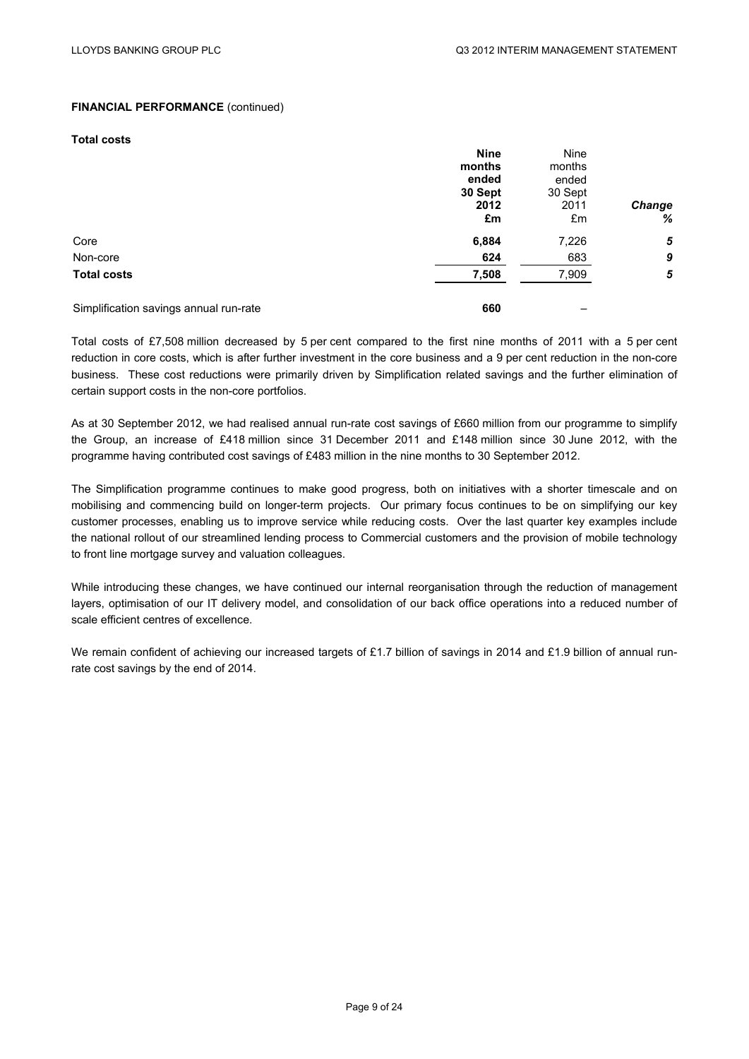**FINANCIAL PERFORMANCE** (continued)

**Total costs**

| | **Nine months ended 30 Sept 2012 £m** | Nine months ended 30 Sept 2011 £m | ***Change %*** |
|---|---|---|---|
| Core | **6,884** | 7,226 | ***5*** |
| Non-core | **624** | 683 | ***9*** |
| **Total costs** | **7,508** | 7,909 | ***5*** |
| | | | |
| Simplification savings annual run-rate | **660** | – | |

Total costs of £7,508 million decreased by 5 per cent compared to the first nine months of 2011 with a 5 per cent reduction in core costs, which is after further investment in the core business and a 9 per cent reduction in the non-core business. These cost reductions were primarily driven by Simplification related savings and the further elimination of certain support costs in the non-core portfolios.

As at 30 September 2012, we had realised annual run-rate cost savings of £660 million from our programme to simplify the Group, an increase of £418 million since 31 December 2011 and £148 million since 30 June 2012, with the programme having contributed cost savings of £483 million in the nine months to 30 September 2012.

The Simplification programme continues to make good progress, both on initiatives with a shorter timescale and on mobilising and commencing build on longer-term projects. Our primary focus continues to be on simplifying our key customer processes, enabling us to improve service while reducing costs. Over the last quarter key examples include the national rollout of our streamlined lending process to Commercial customers and the provision of mobile technology to front line mortgage survey and valuation colleagues.

While introducing these changes, we have continued our internal reorganisation through the reduction of management layers, optimisation of our IT delivery model, and consolidation of our back office operations into a reduced number of scale efficient centres of excellence.

We remain confident of achieving our increased targets of £1.7 billion of savings in 2014 and £1.9 billion of annual run-rate cost savings by the end of 2014.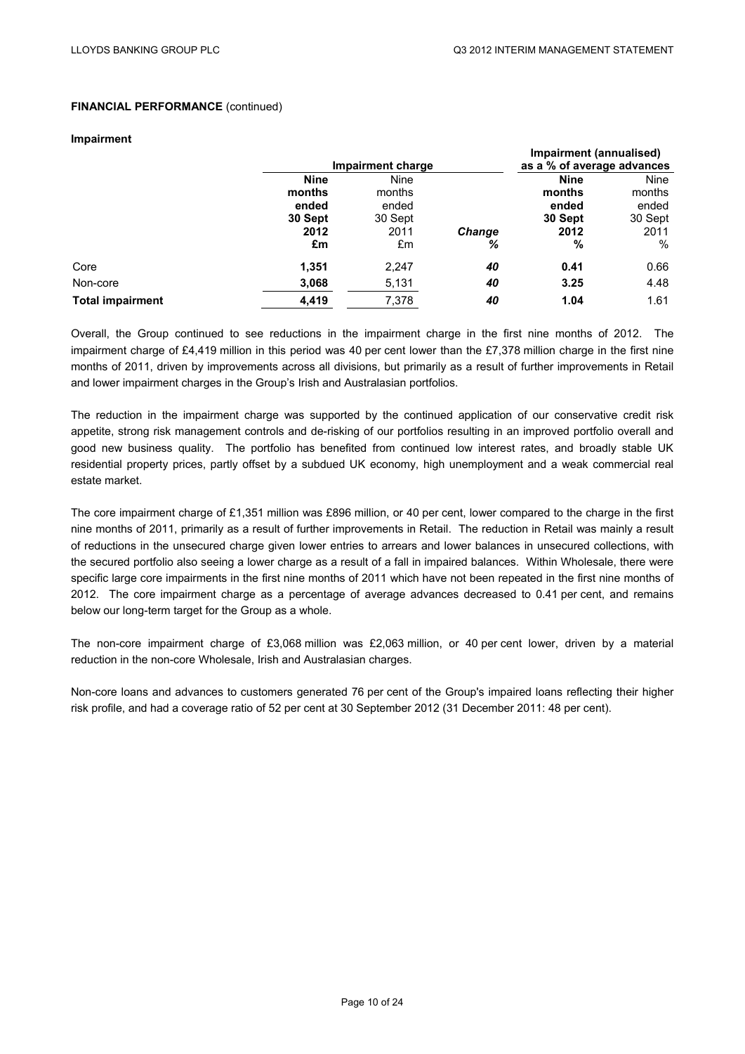**FINANCIAL PERFORMANCE** (continued)

**Impairment**

| | Impairment charge | | | Impairment (annualised) as a % of average advances | |
|---|---|---|---|---|---|
| | **Nine months ended 30 Sept 2012 £m** | Nine months ended 30 Sept 2011 £m | ***Change %*** | **Nine months ended 30 Sept 2012 %** | Nine months ended 30 Sept 2011 % |
| Core | **1,351** | 2,247 | ***40*** | **0.41** | 0.66 |
| Non-core | **3,068** | 5,131 | ***40*** | **3.25** | 4.48 |
| **Total impairment** | **4,419** | 7,378 | ***40*** | **1.04** | 1.61 |

Overall, the Group continued to see reductions in the impairment charge in the first nine months of 2012. The impairment charge of £4,419 million in this period was 40 per cent lower than the £7,378 million charge in the first nine months of 2011, driven by improvements across all divisions, but primarily as a result of further improvements in Retail and lower impairment charges in the Group's Irish and Australasian portfolios.

The reduction in the impairment charge was supported by the continued application of our conservative credit risk appetite, strong risk management controls and de-risking of our portfolios resulting in an improved portfolio overall and good new business quality. The portfolio has benefited from continued low interest rates, and broadly stable UK residential property prices, partly offset by a subdued UK economy, high unemployment and a weak commercial real estate market.

The core impairment charge of £1,351 million was £896 million, or 40 per cent, lower compared to the charge in the first nine months of 2011, primarily as a result of further improvements in Retail. The reduction in Retail was mainly a result of reductions in the unsecured charge given lower entries to arrears and lower balances in unsecured collections, with the secured portfolio also seeing a lower charge as a result of a fall in impaired balances. Within Wholesale, there were specific large core impairments in the first nine months of 2011 which have not been repeated in the first nine months of 2012. The core impairment charge as a percentage of average advances decreased to 0.41 per cent, and remains below our long-term target for the Group as a whole.

The non-core impairment charge of £3,068 million was £2,063 million, or 40 per cent lower, driven by a material reduction in the non-core Wholesale, Irish and Australasian charges.

Non-core loans and advances to customers generated 76 per cent of the Group's impaired loans reflecting their higher risk profile, and had a coverage ratio of 52 per cent at 30 September 2012 (31 December 2011: 48 per cent).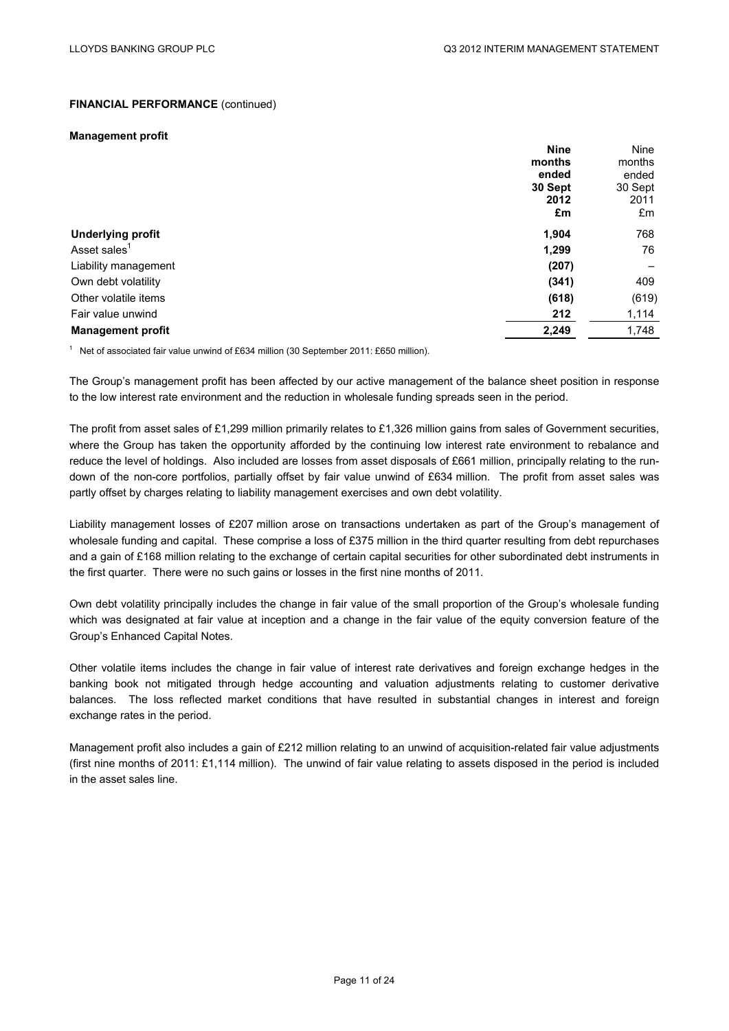**FINANCIAL PERFORMANCE** (continued)

**Management profit**

| | **Nine months ended 30 Sept 2012 £m** | Nine months ended 30 Sept 2011 £m |
|---|---|---|
| **Underlying profit** | **1,904** | 768 |
| Asset sales[1] | **1,299** | 76 |
| Liability management | **(207)** | – |
| Own debt volatility | **(341)** | 409 |
| Other volatile items | **(618)** | (619) |
| Fair value unwind | **212** | 1,114 |
| **Management profit** | **2,249** | 1,748 |

[1] Net of associated fair value unwind of £634 million (30 September 2011: £650 million).

The Group's management profit has been affected by our active management of the balance sheet position in response to the low interest rate environment and the reduction in wholesale funding spreads seen in the period.

The profit from asset sales of £1,299 million primarily relates to £1,326 million gains from sales of Government securities, where the Group has taken the opportunity afforded by the continuing low interest rate environment to rebalance and reduce the level of holdings. Also included are losses from asset disposals of £661 million, principally relating to the run-down of the non-core portfolios, partially offset by fair value unwind of £634 million. The profit from asset sales was partly offset by charges relating to liability management exercises and own debt volatility.

Liability management losses of £207 million arose on transactions undertaken as part of the Group's management of wholesale funding and capital. These comprise a loss of £375 million in the third quarter resulting from debt repurchases and a gain of £168 million relating to the exchange of certain capital securities for other subordinated debt instruments in the first quarter. There were no such gains or losses in the first nine months of 2011.

Own debt volatility principally includes the change in fair value of the small proportion of the Group's wholesale funding which was designated at fair value at inception and a change in the fair value of the equity conversion feature of the Group's Enhanced Capital Notes.

Other volatile items includes the change in fair value of interest rate derivatives and foreign exchange hedges in the banking book not mitigated through hedge accounting and valuation adjustments relating to customer derivative balances. The loss reflected market conditions that have resulted in substantial changes in interest and foreign exchange rates in the period.

Management profit also includes a gain of £212 million relating to an unwind of acquisition-related fair value adjustments (first nine months of 2011: £1,114 million). The unwind of fair value relating to assets disposed in the period is included in the asset sales line.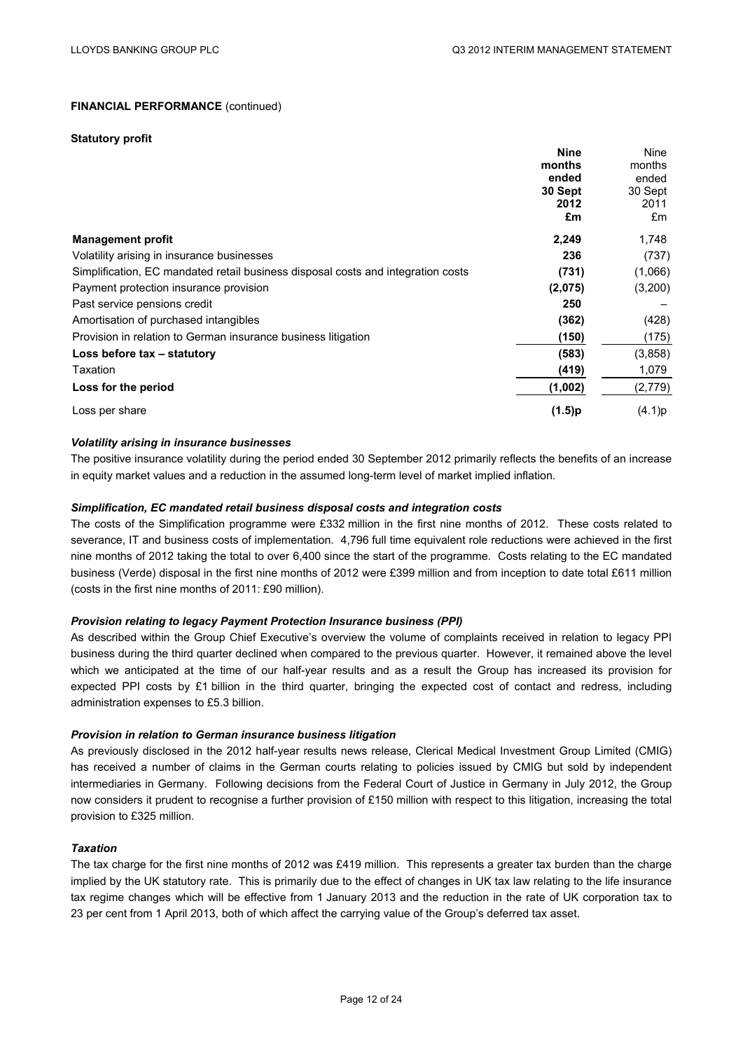**FINANCIAL PERFORMANCE** (continued)

**Statutory profit**

| | **Nine months ended 30 Sept 2012 £m** | Nine months ended 30 Sept 2011 £m |
|---|---|---|
| **Management profit** | **2,249** | 1,748 |
| Volatility arising in insurance businesses | **236** | (737) |
| Simplification, EC mandated retail business disposal costs and integration costs | **(731)** | (1,066) |
| Payment protection insurance provision | **(2,075)** | (3,200) |
| Past service pensions credit | **250** | – |
| Amortisation of purchased intangibles | **(362)** | (428) |
| Provision in relation to German insurance business litigation | **(150)** | (175) |
| **Loss before tax – statutory** | **(583)** | (3,858) |
| Taxation | **(419)** | 1,079 |
| **Loss for the period** | **(1,002)** | (2,779) |
| Loss per share | **(1.5)p** | (4.1)p |

***Volatility arising in insurance businesses***

The positive insurance volatility during the period ended 30 September 2012 primarily reflects the benefits of an increase in equity market values and a reduction in the assumed long-term level of market implied inflation.

***Simplification, EC mandated retail business disposal costs and integration costs***

The costs of the Simplification programme were £332 million in the first nine months of 2012. These costs related to severance, IT and business costs of implementation. 4,796 full time equivalent role reductions were achieved in the first nine months of 2012 taking the total to over 6,400 since the start of the programme. Costs relating to the EC mandated business (Verde) disposal in the first nine months of 2012 were £399 million and from inception to date total £611 million (costs in the first nine months of 2011: £90 million).

***Provision relating to legacy Payment Protection Insurance business (PPI)***

As described within the Group Chief Executive's overview the volume of complaints received in relation to legacy PPI business during the third quarter declined when compared to the previous quarter. However, it remained above the level which we anticipated at the time of our half-year results and as a result the Group has increased its provision for expected PPI costs by £1 billion in the third quarter, bringing the expected cost of contact and redress, including administration expenses to £5.3 billion.

***Provision in relation to German insurance business litigation***

As previously disclosed in the 2012 half-year results news release, Clerical Medical Investment Group Limited (CMIG) has received a number of claims in the German courts relating to policies issued by CMIG but sold by independent intermediaries in Germany. Following decisions from the Federal Court of Justice in Germany in July 2012, the Group now considers it prudent to recognise a further provision of £150 million with respect to this litigation, increasing the total provision to £325 million.

***Taxation***

The tax charge for the first nine months of 2012 was £419 million. This represents a greater tax burden than the charge implied by the UK statutory rate. This is primarily due to the effect of changes in UK tax law relating to the life insurance tax regime changes which will be effective from 1 January 2013 and the reduction in the rate of UK corporation tax to 23 per cent from 1 April 2013, both of which affect the carrying value of the Group's deferred tax asset.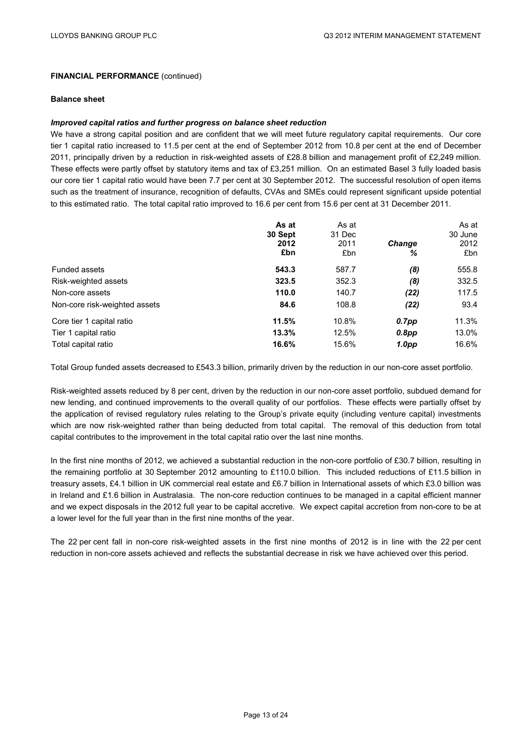**FINANCIAL PERFORMANCE** (continued)

**Balance sheet**

***Improved capital ratios and further progress on balance sheet reduction***

We have a strong capital position and are confident that we will meet future regulatory capital requirements. Our core tier 1 capital ratio increased to 11.5 per cent at the end of September 2012 from 10.8 per cent at the end of December 2011, principally driven by a reduction in risk-weighted assets of £28.8 billion and management profit of £2,249 million. These effects were partly offset by statutory items and tax of £3,251 million. On an estimated Basel 3 fully loaded basis our core tier 1 capital ratio would have been 7.7 per cent at 30 September 2012. The successful resolution of open items such as the treatment of insurance, recognition of defaults, CVAs and SMEs could represent significant upside potential to this estimated ratio. The total capital ratio improved to 16.6 per cent from 15.6 per cent at 31 December 2011.

| | **As at 30 Sept 2012 £bn** | As at 31 Dec 2011 £bn | ***Change %*** | As at 30 June 2012 £bn |
|---|---|---|---|---|
| Funded assets | **543.3** | 587.7 | ***(8)*** | 555.8 |
| Risk-weighted assets | **323.5** | 352.3 | ***(8)*** | 332.5 |
| Non-core assets | **110.0** | 140.7 | ***(22)*** | 117.5 |
| Non-core risk-weighted assets | **84.6** | 108.8 | ***(22)*** | 93.4 |
| Core tier 1 capital ratio | **11.5%** | 10.8% | ***0.7pp*** | 11.3% |
| Tier 1 capital ratio | **13.3%** | 12.5% | ***0.8pp*** | 13.0% |
| Total capital ratio | **16.6%** | 15.6% | ***1.0pp*** | 16.6% |

Total Group funded assets decreased to £543.3 billion, primarily driven by the reduction in our non-core asset portfolio.

Risk-weighted assets reduced by 8 per cent, driven by the reduction in our non-core asset portfolio, subdued demand for new lending, and continued improvements to the overall quality of our portfolios. These effects were partially offset by the application of revised regulatory rules relating to the Group's private equity (including venture capital) investments which are now risk-weighted rather than being deducted from total capital. The removal of this deduction from total capital contributes to the improvement in the total capital ratio over the last nine months.

In the first nine months of 2012, we achieved a substantial reduction in the non-core portfolio of £30.7 billion, resulting in the remaining portfolio at 30 September 2012 amounting to £110.0 billion. This included reductions of £11.5 billion in treasury assets, £4.1 billion in UK commercial real estate and £6.7 billion in International assets of which £3.0 billion was in Ireland and £1.6 billion in Australasia. The non-core reduction continues to be managed in a capital efficient manner and we expect disposals in the 2012 full year to be capital accretive. We expect capital accretion from non-core to be at a lower level for the full year than in the first nine months of the year.

The 22 per cent fall in non-core risk-weighted assets in the first nine months of 2012 is in line with the 22 per cent reduction in non-core assets achieved and reflects the substantial decrease in risk we have achieved over this period.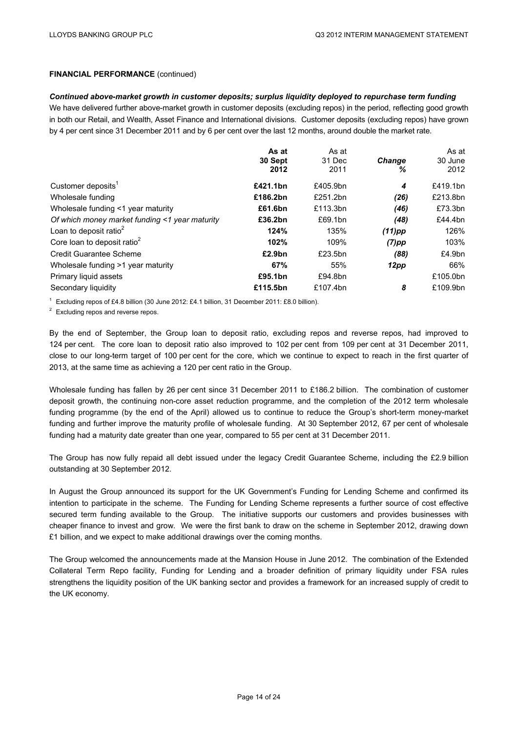**FINANCIAL PERFORMANCE** (continued)

***Continued above-market growth in customer deposits; surplus liquidity deployed to repurchase term funding***

We have delivered further above-market growth in customer deposits (excluding repos) in the period, reflecting good growth in both our Retail, and Wealth, Asset Finance and International divisions. Customer deposits (excluding repos) have grown by 4 per cent since 31 December 2011 and by 6 per cent over the last 12 months, around double the market rate.

| | **As at 30 Sept 2012** | As at 31 Dec 2011 | ***Change %*** | As at 30 June 2012 |
|---|---|---|---|---|
| Customer deposits[1] | **£421.1bn** | £405.9bn | ***4*** | £419.1bn |
| Wholesale funding | **£186.2bn** | £251.2bn | ***(26)*** | £213.8bn |
| Wholesale funding <1 year maturity | **£61.6bn** | £113.3bn | ***(46)*** | £73.3bn |
| *Of which money market funding <1 year maturity* | **£36.2bn** | £69.1bn | ***(48)*** | £44.4bn |
| Loan to deposit ratio[2] | **124%** | 135% | ***(11)pp*** | 126% |
| Core loan to deposit ratio[2] | **102%** | 109% | ***(7)pp*** | 103% |
| Credit Guarantee Scheme | **£2.9bn** | £23.5bn | ***(88)*** | £4.9bn |
| Wholesale funding >1 year maturity | **67%** | 55% | ***12pp*** | 66% |
| Primary liquid assets | **£95.1bn** | £94.8bn | | £105.0bn |
| Secondary liquidity | **£115.5bn** | £107.4bn | ***8*** | £109.9bn |

[1] Excluding repos of £4.8 billion (30 June 2012: £4.1 billion, 31 December 2011: £8.0 billion).

[2] Excluding repos and reverse repos.

By the end of September, the Group loan to deposit ratio, excluding repos and reverse repos, had improved to 124 per cent. The core loan to deposit ratio also improved to 102 per cent from 109 per cent at 31 December 2011, close to our long-term target of 100 per cent for the core, which we continue to expect to reach in the first quarter of 2013, at the same time as achieving a 120 per cent ratio in the Group.

Wholesale funding has fallen by 26 per cent since 31 December 2011 to £186.2 billion. The combination of customer deposit growth, the continuing non-core asset reduction programme, and the completion of the 2012 term wholesale funding programme (by the end of the April) allowed us to continue to reduce the Group's short-term money-market funding and further improve the maturity profile of wholesale funding. At 30 September 2012, 67 per cent of wholesale funding had a maturity date greater than one year, compared to 55 per cent at 31 December 2011.

The Group has now fully repaid all debt issued under the legacy Credit Guarantee Scheme, including the £2.9 billion outstanding at 30 September 2012.

In August the Group announced its support for the UK Government's Funding for Lending Scheme and confirmed its intention to participate in the scheme. The Funding for Lending Scheme represents a further source of cost effective secured term funding available to the Group. The initiative supports our customers and provides businesses with cheaper finance to invest and grow. We were the first bank to draw on the scheme in September 2012, drawing down £1 billion, and we expect to make additional drawings over the coming months.

The Group welcomed the announcements made at the Mansion House in June 2012. The combination of the Extended Collateral Term Repo facility, Funding for Lending and a broader definition of primary liquidity under FSA rules strengthens the liquidity position of the UK banking sector and provides a framework for an increased supply of credit to the UK economy.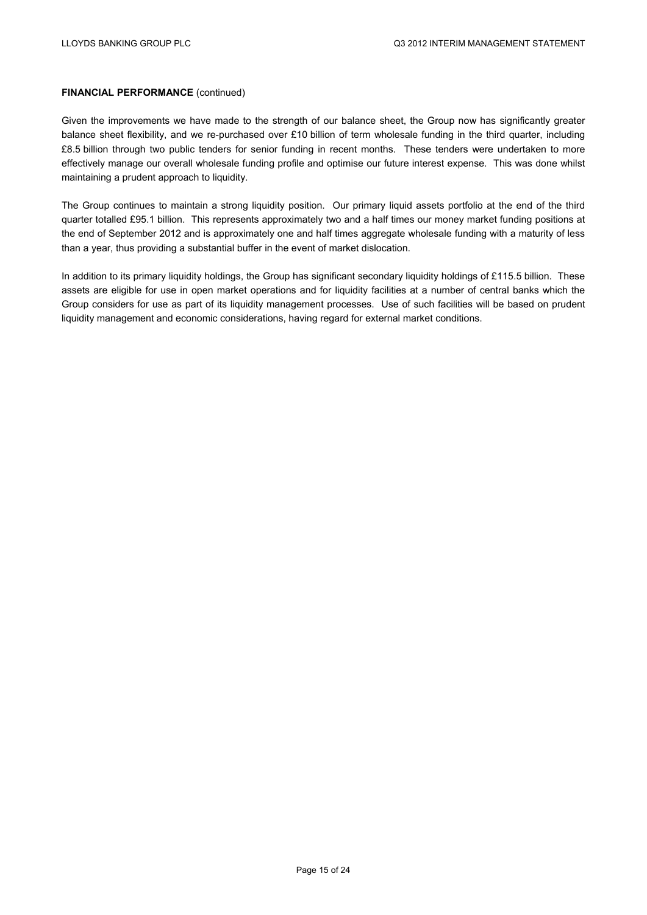**FINANCIAL PERFORMANCE** (continued)

Given the improvements we have made to the strength of our balance sheet, the Group now has significantly greater balance sheet flexibility, and we re-purchased over £10 billion of term wholesale funding in the third quarter, including £8.5 billion through two public tenders for senior funding in recent months. These tenders were undertaken to more effectively manage our overall wholesale funding profile and optimise our future interest expense. This was done whilst maintaining a prudent approach to liquidity.

The Group continues to maintain a strong liquidity position. Our primary liquid assets portfolio at the end of the third quarter totalled £95.1 billion. This represents approximately two and a half times our money market funding positions at the end of September 2012 and is approximately one and half times aggregate wholesale funding with a maturity of less than a year, thus providing a substantial buffer in the event of market dislocation.

In addition to its primary liquidity holdings, the Group has significant secondary liquidity holdings of £115.5 billion. These assets are eligible for use in open market operations and for liquidity facilities at a number of central banks which the Group considers for use as part of its liquidity management processes. Use of such facilities will be based on prudent liquidity management and economic considerations, having regard for external market conditions.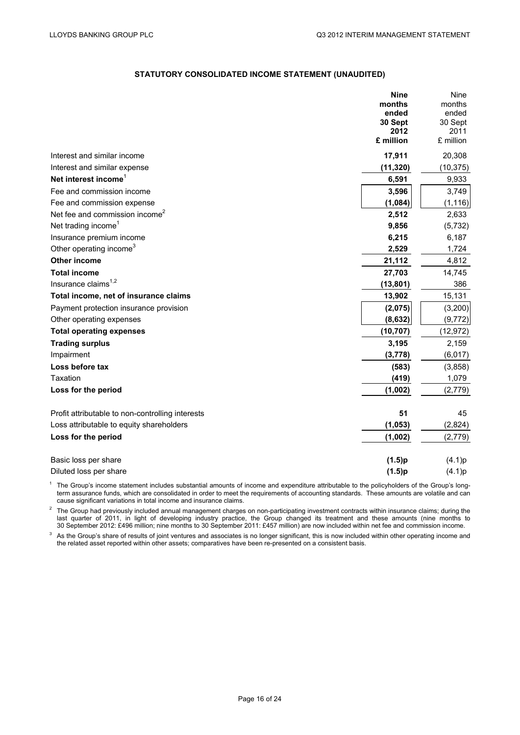## STATUTORY CONSOLIDATED INCOME STATEMENT (UNAUDITED)

| | **Nine months ended 30 Sept 2012 £ million** | Nine months ended 30 Sept 2011 £ million |
|---|---|---|
| Interest and similar income | **17,911** | 20,308 |
| Interest and similar expense | **(11,320)** | (10,375) |
| **Net interest income**[1] | **6,591** | 9,933 |
| Fee and commission income | **3,596** | 3,749 |
| Fee and commission expense | **(1,084)** | (1,116) |
| Net fee and commission income[2] | **2,512** | 2,633 |
| Net trading income[1] | **9,856** | (5,732) |
| Insurance premium income | **6,215** | 6,187 |
| Other operating income[3] | **2,529** | 1,724 |
| **Other income** | **21,112** | 4,812 |
| **Total income** | **27,703** | 14,745 |
| Insurance claims[1,2] | **(13,801)** | 386 |
| **Total income, net of insurance claims** | **13,902** | 15,131 |
| Payment protection insurance provision | **(2,075)** | (3,200) |
| Other operating expenses | **(8,632)** | (9,772) |
| **Total operating expenses** | **(10,707)** | (12,972) |
| **Trading surplus** | **3,195** | 2,159 |
| Impairment | **(3,778)** | (6,017) |
| **Loss before tax** | **(583)** | (3,858) |
| Taxation | **(419)** | 1,079 |
| **Loss for the period** | **(1,002)** | (2,779) |
| | | |
| Profit attributable to non-controlling interests | **51** | 45 |
| Loss attributable to equity shareholders | **(1,053)** | (2,824) |
| **Loss for the period** | **(1,002)** | (2,779) |
| | | |
| Basic loss per share | **(1.5)p** | (4.1)p |
| Diluted loss per share | **(1.5)p** | (4.1)p |

[1] The Group's income statement includes substantial amounts of income and expenditure attributable to the policyholders of the Group's long-term assurance funds, which are consolidated in order to meet the requirements of accounting standards. These amounts are volatile and can cause significant variations in total income and insurance claims.

[2] The Group had previously included annual management charges on non-participating investment contracts within insurance claims; during the last quarter of 2011, in light of developing industry practice, the Group changed its treatment and these amounts (nine months to 30 September 2012: £496 million; nine months to 30 September 2011: £457 million) are now included within net fee and commission income.

[3] As the Group's share of results of joint ventures and associates is no longer significant, this is now included within other operating income and the related asset reported within other assets; comparatives have been re-presented on a consistent basis.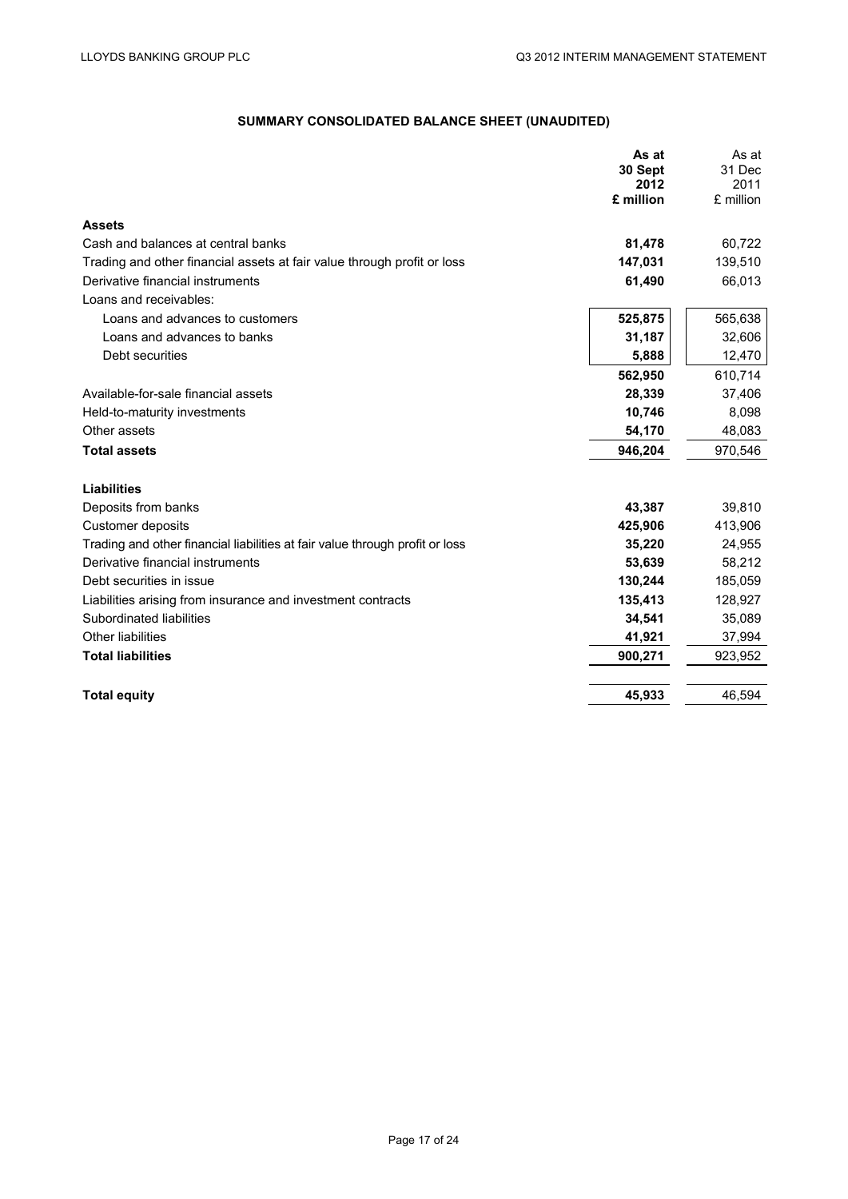## SUMMARY CONSOLIDATED BALANCE SHEET (UNAUDITED)

| | **As at 30 Sept 2012 £ million** | As at 31 Dec 2011 £ million |
|---|---|---|
| **Assets** | | |
| Cash and balances at central banks | **81,478** | 60,722 |
| Trading and other financial assets at fair value through profit or loss | **147,031** | 139,510 |
| Derivative financial instruments | **61,490** | 66,013 |
| Loans and receivables: | | |
| Loans and advances to customers | **525,875** | 565,638 |
| Loans and advances to banks | **31,187** | 32,606 |
| Debt securities | **5,888** | 12,470 |
| | **562,950** | 610,714 |
| Available-for-sale financial assets | **28,339** | 37,406 |
| Held-to-maturity investments | **10,746** | 8,098 |
| Other assets | **54,170** | 48,083 |
| **Total assets** | **946,204** | 970,546 |
| | | |
| **Liabilities** | | |
| Deposits from banks | **43,387** | 39,810 |
| Customer deposits | **425,906** | 413,906 |
| Trading and other financial liabilities at fair value through profit or loss | **35,220** | 24,955 |
| Derivative financial instruments | **53,639** | 58,212 |
| Debt securities in issue | **130,244** | 185,059 |
| Liabilities arising from insurance and investment contracts | **135,413** | 128,927 |
| Subordinated liabilities | **34,541** | 35,089 |
| Other liabilities | **41,921** | 37,994 |
| **Total liabilities** | **900,271** | 923,952 |
| | | |
| **Total equity** | **45,933** | 46,594 |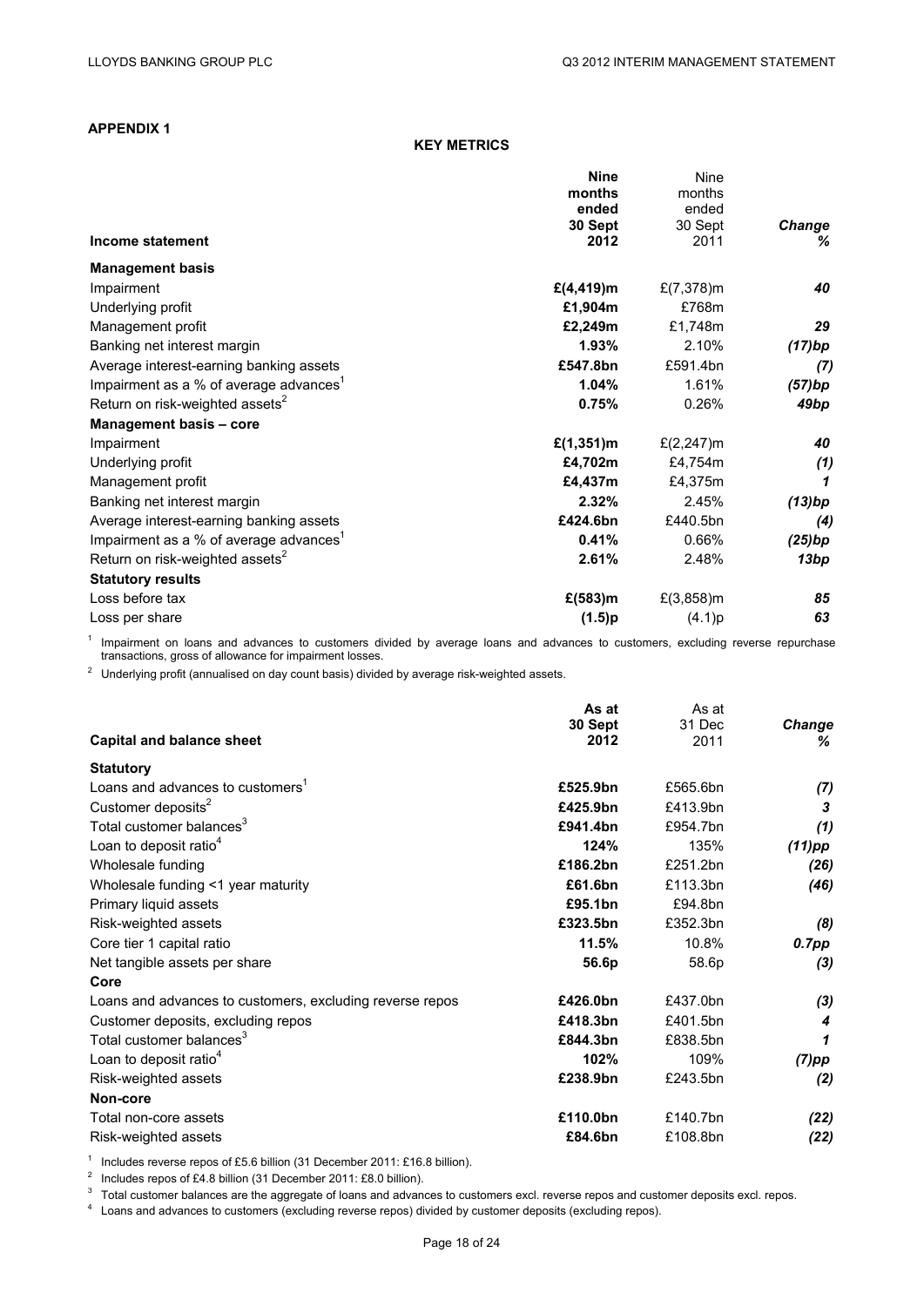**APPENDIX 1**

**KEY METRICS**

| Income statement | Nine months ended 30 Sept 2012 | Nine months ended 30 Sept 2011 | *Change %* |
|---|---|---|---|
| **Management basis** | | | |
| Impairment | **£(4,419)m** | £(7,378)m | ***40*** |
| Underlying profit | **£1,904m** | £768m | |
| Management profit | **£2,249m** | £1,748m | ***29*** |
| Banking net interest margin | **1.93%** | 2.10% | ***(17)bp*** |
| Average interest-earning banking assets | **£547.8bn** | £591.4bn | ***(7)*** |
| Impairment as a % of average advances[1] | **1.04%** | 1.61% | ***(57)bp*** |
| Return on risk-weighted assets[2] | **0.75%** | 0.26% | ***49bp*** |
| **Management basis – core** | | | |
| Impairment | **£(1,351)m** | £(2,247)m | ***40*** |
| Underlying profit | **£4,702m** | £4,754m | ***(1)*** |
| Management profit | **£4,437m** | £4,375m | ***1*** |
| Banking net interest margin | **2.32%** | 2.45% | ***(13)bp*** |
| Average interest-earning banking assets | **£424.6bn** | £440.5bn | ***(4)*** |
| Impairment as a % of average advances[1] | **0.41%** | 0.66% | ***(25)bp*** |
| Return on risk-weighted assets[2] | **2.61%** | 2.48% | ***13bp*** |
| **Statutory results** | | | |
| Loss before tax | **£(583)m** | £(3,858)m | ***85*** |
| Loss per share | **(1.5)p** | (4.1)p | ***63*** |

[1] Impairment on loans and advances to customers divided by average loans and advances to customers, excluding reverse repurchase transactions, gross of allowance for impairment losses.

[2] Underlying profit (annualised on day count basis) divided by average risk-weighted assets.

| Capital and balance sheet | As at 30 Sept 2012 | As at 31 Dec 2011 | *Change %* |
|---|---|---|---|
| **Statutory** | | | |
| Loans and advances to customers[1] | **£525.9bn** | £565.6bn | ***(7)*** |
| Customer deposits[2] | **£425.9bn** | £413.9bn | ***3*** |
| Total customer balances[3] | **£941.4bn** | £954.7bn | ***(1)*** |
| Loan to deposit ratio[4] | **124%** | 135% | ***(11)pp*** |
| Wholesale funding | **£186.2bn** | £251.2bn | ***(26)*** |
| Wholesale funding <1 year maturity | **£61.6bn** | £113.3bn | ***(46)*** |
| Primary liquid assets | **£95.1bn** | £94.8bn | |
| Risk-weighted assets | **£323.5bn** | £352.3bn | ***(8)*** |
| Core tier 1 capital ratio | **11.5%** | 10.8% | ***0.7pp*** |
| Net tangible assets per share | **56.6p** | 58.6p | ***(3)*** |
| **Core** | | | |
| Loans and advances to customers, excluding reverse repos | **£426.0bn** | £437.0bn | ***(3)*** |
| Customer deposits, excluding repos | **£418.3bn** | £401.5bn | ***4*** |
| Total customer balances[3] | **£844.3bn** | £838.5bn | ***1*** |
| Loan to deposit ratio[4] | **102%** | 109% | ***(7)pp*** |
| Risk-weighted assets | **£238.9bn** | £243.5bn | ***(2)*** |
| **Non-core** | | | |
| Total non-core assets | **£110.0bn** | £140.7bn | ***(22)*** |
| Risk-weighted assets | **£84.6bn** | £108.8bn | ***(22)*** |

[1] Includes reverse repos of £5.6 billion (31 December 2011: £16.8 billion).

[2] Includes repos of £4.8 billion (31 December 2011: £8.0 billion).

[3] Total customer balances are the aggregate of loans and advances to customers excl. reverse repos and customer deposits excl. repos.

[4] Loans and advances to customers (excluding reverse repos) divided by customer deposits (excluding repos).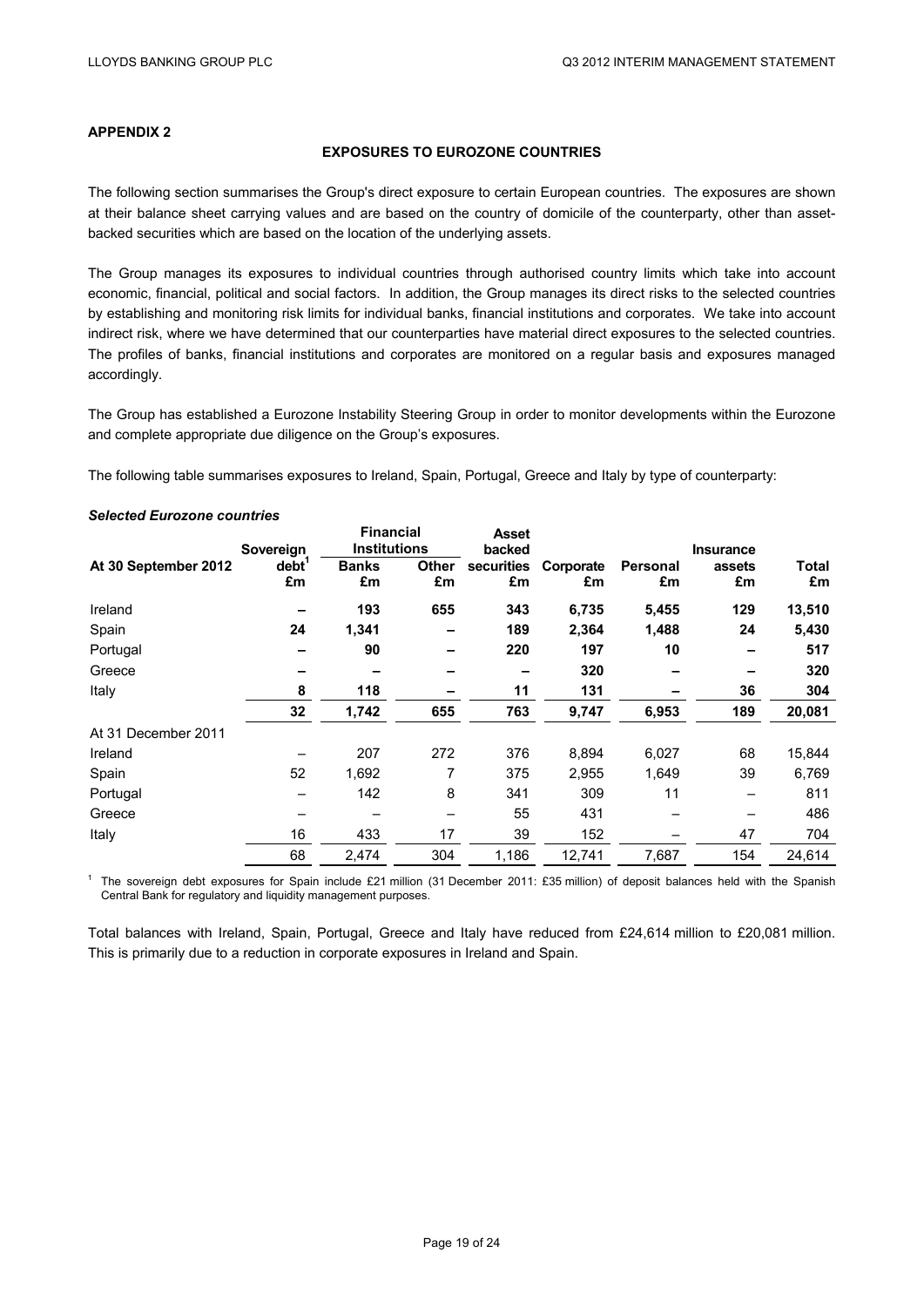## APPENDIX 2

### EXPOSURES TO EUROZONE COUNTRIES

The following section summarises the Group's direct exposure to certain European countries. The exposures are shown at their balance sheet carrying values and are based on the country of domicile of the counterparty, other than asset-backed securities which are based on the location of the underlying assets.

The Group manages its exposures to individual countries through authorised country limits which take into account economic, financial, political and social factors. In addition, the Group manages its direct risks to the selected countries by establishing and monitoring risk limits for individual banks, financial institutions and corporates. We take into account indirect risk, where we have determined that our counterparties have material direct exposures to the selected countries. The profiles of banks, financial institutions and corporates are monitored on a regular basis and exposures managed accordingly.

The Group has established a Eurozone Instability Steering Group in order to monitor developments within the Eurozone and complete appropriate due diligence on the Group's exposures.

The following table summarises exposures to Ireland, Spain, Portugal, Greece and Italy by type of counterparty:

***Selected Eurozone countries***

| | Sovereign | Financial Institutions | | Asset backed | | | Insurance | |
|---|---|---|---|---|---|---|---|---|
| **At 30 September 2012** | **debt[1] £m** | **Banks £m** | **Other £m** | **securities £m** | **Corporate £m** | **Personal £m** | **assets £m** | **Total £m** |
| Ireland | **–** | **193** | **655** | **343** | **6,735** | **5,455** | **129** | **13,510** |
| Spain | **24** | **1,341** | **–** | **189** | **2,364** | **1,488** | **24** | **5,430** |
| Portugal | **–** | **90** | **–** | **220** | **197** | **10** | **–** | **517** |
| Greece | **–** | **–** | **–** | **–** | **320** | **–** | **–** | **320** |
| Italy | **8** | **118** | **–** | **11** | **131** | **–** | **36** | **304** |
| | **32** | **1,742** | **655** | **763** | **9,747** | **6,953** | **189** | **20,081** |
| At 31 December 2011 | | | | | | | | |
| Ireland | – | 207 | 272 | 376 | 8,894 | 6,027 | 68 | 15,844 |
| Spain | 52 | 1,692 | 7 | 375 | 2,955 | 1,649 | 39 | 6,769 |
| Portugal | – | 142 | 8 | 341 | 309 | 11 | – | 811 |
| Greece | – | – | – | 55 | 431 | – | – | 486 |
| Italy | 16 | 433 | 17 | 39 | 152 | – | 47 | 704 |
| | 68 | 2,474 | 304 | 1,186 | 12,741 | 7,687 | 154 | 24,614 |

[1] The sovereign debt exposures for Spain include £21 million (31 December 2011: £35 million) of deposit balances held with the Spanish Central Bank for regulatory and liquidity management purposes.

Total balances with Ireland, Spain, Portugal, Greece and Italy have reduced from £24,614 million to £20,081 million. This is primarily due to a reduction in corporate exposures in Ireland and Spain.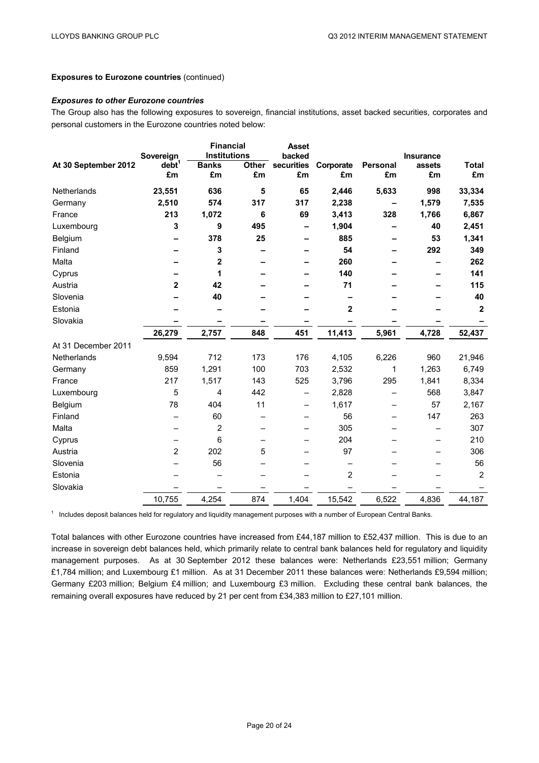**Exposures to Eurozone countries** (continued)

***Exposures to other Eurozone countries***

The Group also has the following exposures to sovereign, financial institutions, asset backed securities, corporates and personal customers in the Eurozone countries noted below:

| | Sovereign | Financial Institutions | | Asset backed | | | Insurance | |
|---|---|---|---|---|---|---|---|---|
| **At 30 September 2012** | **debt[1] £m** | **Banks £m** | **Other £m** | **securities £m** | **Corporate £m** | **Personal £m** | **assets £m** | **Total £m** |
| Netherlands | **23,551** | **636** | **5** | **65** | **2,446** | **5,633** | **998** | **33,334** |
| Germany | **2,510** | **574** | **317** | **317** | **2,238** | **–** | **1,579** | **7,535** |
| France | **213** | **1,072** | **6** | **69** | **3,413** | **328** | **1,766** | **6,867** |
| Luxembourg | **3** | **9** | **495** | **–** | **1,904** | **–** | **40** | **2,451** |
| Belgium | **–** | **378** | **25** | **–** | **885** | **–** | **53** | **1,341** |
| Finland | **–** | **3** | **–** | **–** | **54** | **–** | **292** | **349** |
| Malta | **–** | **2** | **–** | **–** | **260** | **–** | **–** | **262** |
| Cyprus | **–** | **1** | **–** | **–** | **140** | **–** | **–** | **141** |
| Austria | **2** | **42** | **–** | **–** | **71** | **–** | **–** | **115** |
| Slovenia | **–** | **40** | **–** | **–** | **–** | **–** | **–** | **40** |
| Estonia | **–** | **–** | **–** | **–** | **2** | **–** | **–** | **2** |
| Slovakia | **–** | **–** | **–** | **–** | **–** | **–** | **–** | **–** |
| | **26,279** | **2,757** | **848** | **451** | **11,413** | **5,961** | **4,728** | **52,437** |
| At 31 December 2011 | | | | | | | | |
| Netherlands | 9,594 | 712 | 173 | 176 | 4,105 | 6,226 | 960 | 21,946 |
| Germany | 859 | 1,291 | 100 | 703 | 2,532 | 1 | 1,263 | 6,749 |
| France | 217 | 1,517 | 143 | 525 | 3,796 | 295 | 1,841 | 8,334 |
| Luxembourg | 5 | 4 | 442 | – | 2,828 | – | 568 | 3,847 |
| Belgium | 78 | 404 | 11 | – | 1,617 | – | 57 | 2,167 |
| Finland | – | 60 | – | – | 56 | – | 147 | 263 |
| Malta | – | 2 | – | – | 305 | – | – | 307 |
| Cyprus | – | 6 | – | – | 204 | – | – | 210 |
| Austria | 2 | 202 | 5 | – | 97 | – | – | 306 |
| Slovenia | – | 56 | – | – | – | – | – | 56 |
| Estonia | – | – | – | – | 2 | – | – | 2 |
| Slovakia | – | – | – | – | – | – | – | – |
| | 10,755 | 4,254 | 874 | 1,404 | 15,542 | 6,522 | 4,836 | 44,187 |

[1] Includes deposit balances held for regulatory and liquidity management purposes with a number of European Central Banks.

Total balances with other Eurozone countries have increased from £44,187 million to £52,437 million. This is due to an increase in sovereign debt balances held, which primarily relate to central bank balances held for regulatory and liquidity management purposes. As at 30 September 2012 these balances were: Netherlands £23,551 million; Germany £1,784 million; and Luxembourg £1 million. As at 31 December 2011 these balances were: Netherlands £9,594 million; Germany £203 million; Belgium £4 million; and Luxembourg £3 million. Excluding these central bank balances, the remaining overall exposures have reduced by 21 per cent from £34,383 million to £27,101 million.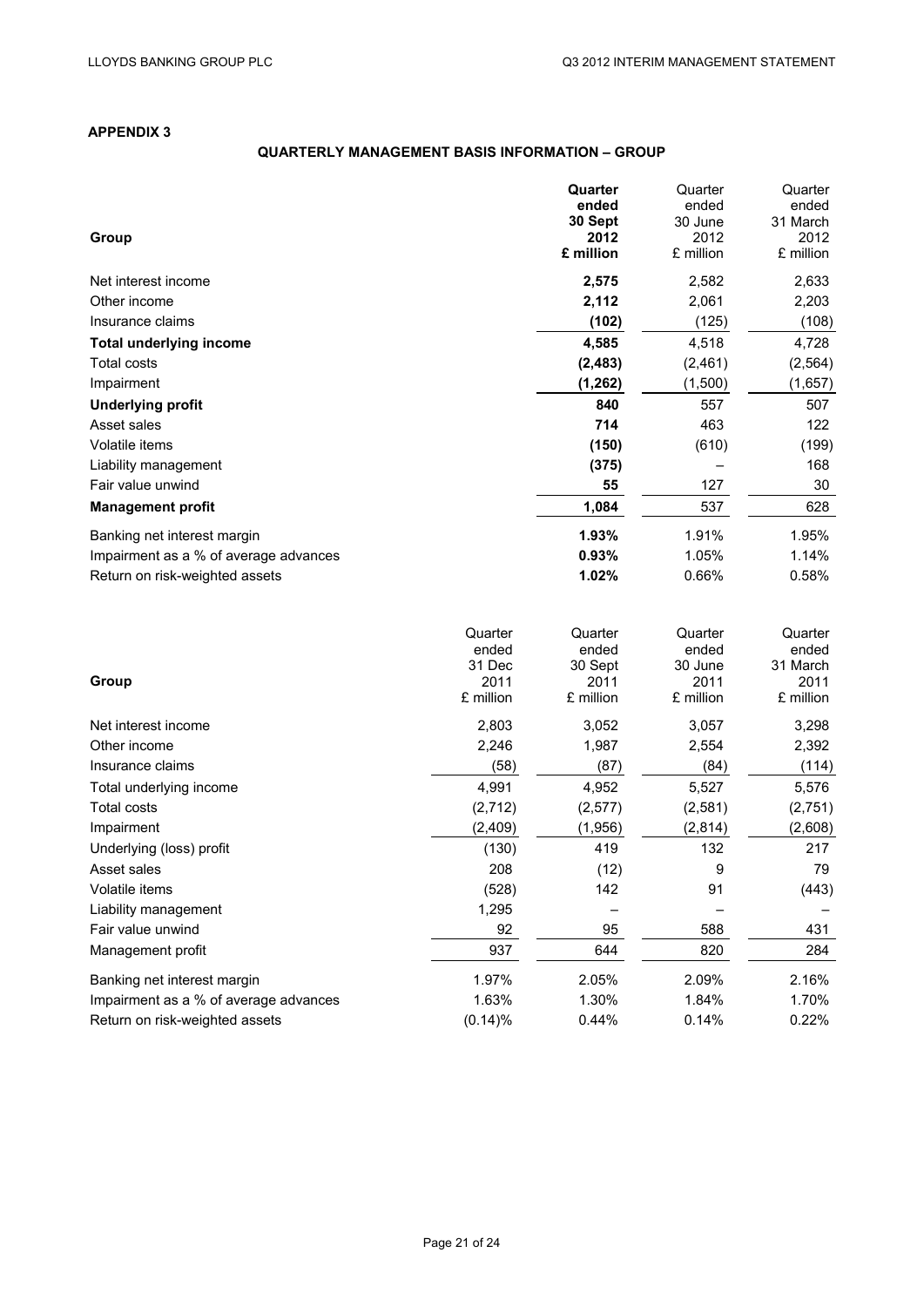## APPENDIX 3

### QUARTERLY MANAGEMENT BASIS INFORMATION – GROUP

| Group | **Quarter ended 30 Sept 2012 £ million** | Quarter ended 30 June 2012 £ million | Quarter ended 31 March 2012 £ million |
|---|---|---|---|
| Net interest income | **2,575** | 2,582 | 2,633 |
| Other income | **2,112** | 2,061 | 2,203 |
| Insurance claims | **(102)** | (125) | (108) |
| **Total underlying income** | **4,585** | 4,518 | 4,728 |
| Total costs | **(2,483)** | (2,461) | (2,564) |
| Impairment | **(1,262)** | (1,500) | (1,657) |
| **Underlying profit** | **840** | 557 | 507 |
| Asset sales | **714** | 463 | 122 |
| Volatile items | **(150)** | (610) | (199) |
| Liability management | **(375)** | – | 168 |
| Fair value unwind | **55** | 127 | 30 |
| **Management profit** | **1,084** | 537 | 628 |
| Banking net interest margin | **1.93%** | 1.91% | 1.95% |
| Impairment as a % of average advances | **0.93%** | 1.05% | 1.14% |
| Return on risk-weighted assets | **1.02%** | 0.66% | 0.58% |

| Group | Quarter ended 31 Dec 2011 £ million | Quarter ended 30 Sept 2011 £ million | Quarter ended 30 June 2011 £ million | Quarter ended 31 March 2011 £ million |
|---|---|---|---|---|
| Net interest income | 2,803 | 3,052 | 3,057 | 3,298 |
| Other income | 2,246 | 1,987 | 2,554 | 2,392 |
| Insurance claims | (58) | (87) | (84) | (114) |
| Total underlying income | 4,991 | 4,952 | 5,527 | 5,576 |
| Total costs | (2,712) | (2,577) | (2,581) | (2,751) |
| Impairment | (2,409) | (1,956) | (2,814) | (2,608) |
| Underlying (loss) profit | (130) | 419 | 132 | 217 |
| Asset sales | 208 | (12) | 9 | 79 |
| Volatile items | (528) | 142 | 91 | (443) |
| Liability management | 1,295 | – | – | – |
| Fair value unwind | 92 | 95 | 588 | 431 |
| Management profit | 937 | 644 | 820 | 284 |
| Banking net interest margin | 1.97% | 2.05% | 2.09% | 2.16% |
| Impairment as a % of average advances | 1.63% | 1.30% | 1.84% | 1.70% |
| Return on risk-weighted assets | (0.14)% | 0.44% | 0.14% | 0.22% |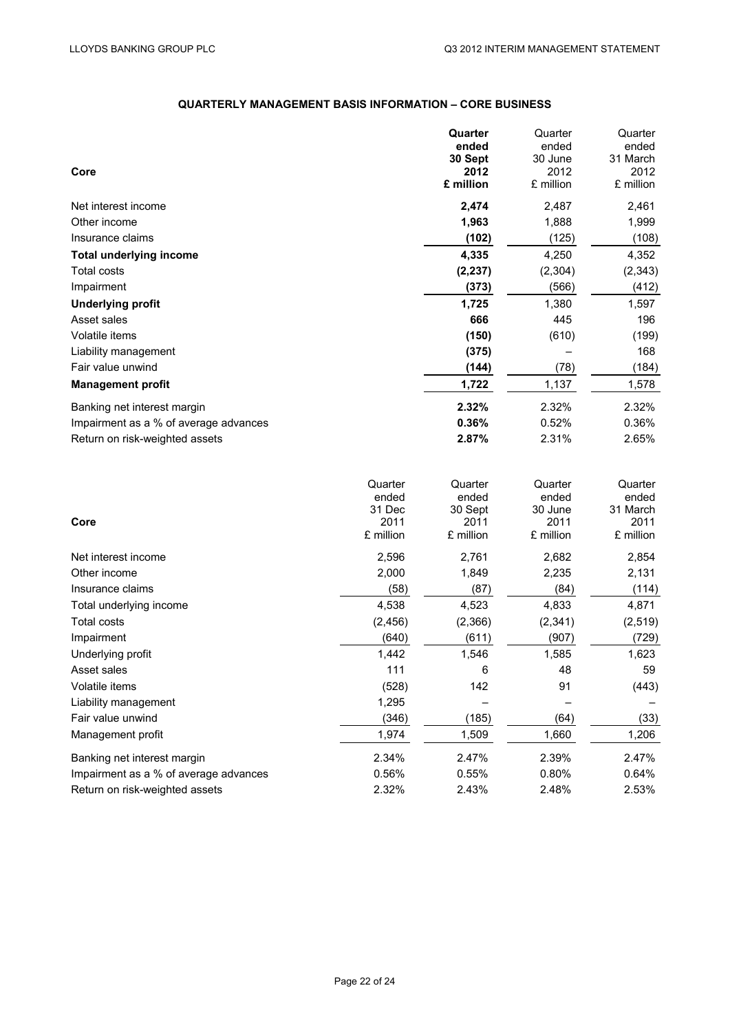## QUARTERLY MANAGEMENT BASIS INFORMATION – CORE BUSINESS

| Core | Quarter ended 30 Sept 2012 £ million | Quarter ended 30 June 2012 £ million | Quarter ended 31 March 2012 £ million |
|---|---|---|---|
| Net interest income | **2,474** | 2,487 | 2,461 |
| Other income | **1,963** | 1,888 | 1,999 |
| Insurance claims | **(102)** | (125) | (108) |
| **Total underlying income** | **4,335** | 4,250 | 4,352 |
| Total costs | **(2,237)** | (2,304) | (2,343) |
| Impairment | **(373)** | (566) | (412) |
| **Underlying profit** | **1,725** | 1,380 | 1,597 |
| Asset sales | **666** | 445 | 196 |
| Volatile items | **(150)** | (610) | (199) |
| Liability management | **(375)** | – | 168 |
| Fair value unwind | **(144)** | (78) | (184) |
| **Management profit** | **1,722** | 1,137 | 1,578 |
| Banking net interest margin | **2.32%** | 2.32% | 2.32% |
| Impairment as a % of average advances | **0.36%** | 0.52% | 0.36% |
| Return on risk-weighted assets | **2.87%** | 2.31% | 2.65% |

| Core | Quarter ended 31 Dec 2011 £ million | Quarter ended 30 Sept 2011 £ million | Quarter ended 30 June 2011 £ million | Quarter ended 31 March 2011 £ million |
|---|---|---|---|---|
| Net interest income | 2,596 | 2,761 | 2,682 | 2,854 |
| Other income | 2,000 | 1,849 | 2,235 | 2,131 |
| Insurance claims | (58) | (87) | (84) | (114) |
| Total underlying income | 4,538 | 4,523 | 4,833 | 4,871 |
| Total costs | (2,456) | (2,366) | (2,341) | (2,519) |
| Impairment | (640) | (611) | (907) | (729) |
| Underlying profit | 1,442 | 1,546 | 1,585 | 1,623 |
| Asset sales | 111 | 6 | 48 | 59 |
| Volatile items | (528) | 142 | 91 | (443) |
| Liability management | 1,295 | – | – | – |
| Fair value unwind | (346) | (185) | (64) | (33) |
| Management profit | 1,974 | 1,509 | 1,660 | 1,206 |
| Banking net interest margin | 2.34% | 2.47% | 2.39% | 2.47% |
| Impairment as a % of average advances | 0.56% | 0.55% | 0.80% | 0.64% |
| Return on risk-weighted assets | 2.32% | 2.43% | 2.48% | 2.53% |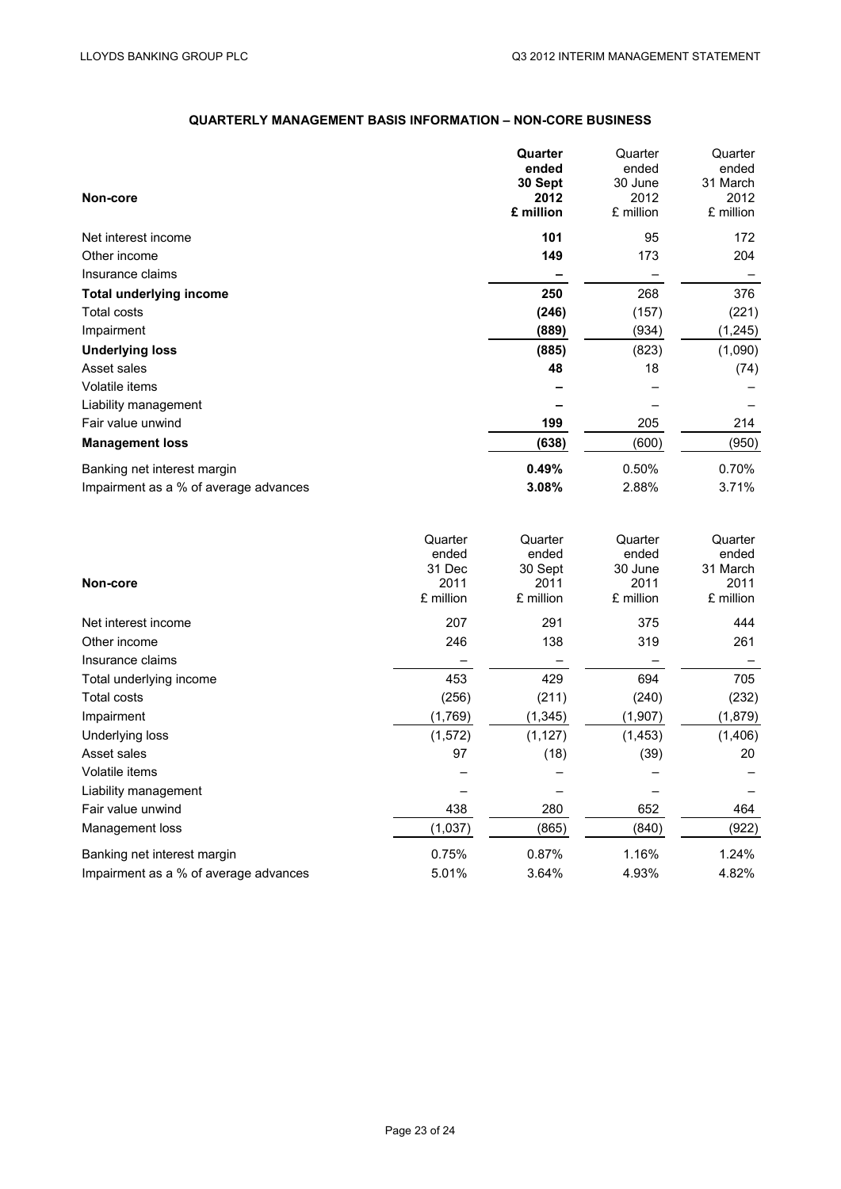## QUARTERLY MANAGEMENT BASIS INFORMATION – NON-CORE BUSINESS

| Non-core | **Quarter ended 30 Sept 2012 £ million** | Quarter ended 30 June 2012 £ million | Quarter ended 31 March 2012 £ million |
|---|---|---|---|
| Net interest income | **101** | 95 | 172 |
| Other income | **149** | 173 | 204 |
| Insurance claims | **–** | – | – |
| **Total underlying income** | **250** | 268 | 376 |
| Total costs | **(246)** | (157) | (221) |
| Impairment | **(889)** | (934) | (1,245) |
| **Underlying loss** | **(885)** | (823) | (1,090) |
| Asset sales | **48** | 18 | (74) |
| Volatile items | **–** | – | – |
| Liability management | **–** | – | – |
| Fair value unwind | **199** | 205 | 214 |
| **Management loss** | **(638)** | (600) | (950) |
| Banking net interest margin | **0.49%** | 0.50% | 0.70% |
| Impairment as a % of average advances | **3.08%** | 2.88% | 3.71% |

| Non-core | Quarter ended 31 Dec 2011 £ million | Quarter ended 30 Sept 2011 £ million | Quarter ended 30 June 2011 £ million | Quarter ended 31 March 2011 £ million |
|---|---|---|---|---|
| Net interest income | 207 | 291 | 375 | 444 |
| Other income | 246 | 138 | 319 | 261 |
| Insurance claims | – | – | – | – |
| Total underlying income | 453 | 429 | 694 | 705 |
| Total costs | (256) | (211) | (240) | (232) |
| Impairment | (1,769) | (1,345) | (1,907) | (1,879) |
| Underlying loss | (1,572) | (1,127) | (1,453) | (1,406) |
| Asset sales | 97 | (18) | (39) | 20 |
| Volatile items | – | – | – | – |
| Liability management | – | – | – | – |
| Fair value unwind | 438 | 280 | 652 | 464 |
| Management loss | (1,037) | (865) | (840) | (922) |
| Banking net interest margin | 0.75% | 0.87% | 1.16% | 1.24% |
| Impairment as a % of average advances | 5.01% | 3.64% | 4.93% | 4.82% |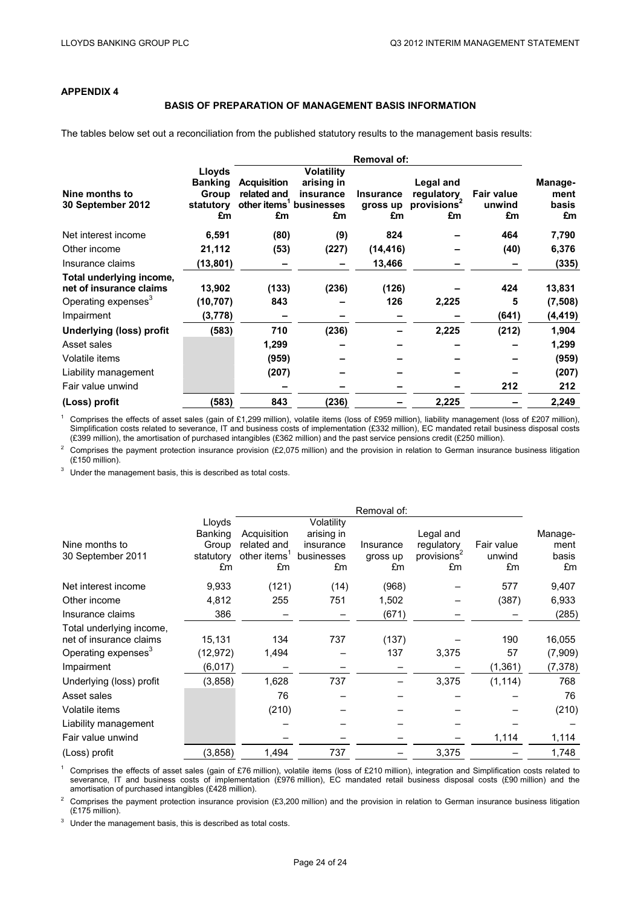## APPENDIX 4

### BASIS OF PREPARATION OF MANAGEMENT BASIS INFORMATION

The tables below set out a reconciliation from the published statutory results to the management basis results:

| Nine months to 30 September 2012 | Lloyds Banking Group statutory £m | Removal of: Acquisition related and other items[1] £m | Volatility arising in insurance businesses £m | Insurance gross up £m | Legal and regulatory provisions[2] £m | Fair value unwind £m | Management basis £m |
|---|---|---|---|---|---|---|---|
| Net interest income | **6,591** | **(80)** | **(9)** | **824** | **–** | **464** | **7,790** |
| Other income | **21,112** | **(53)** | **(227)** | **(14,416)** | **–** | **(40)** | **6,376** |
| Insurance claims | **(13,801)** | **–** | **–** | **13,466** | **–** | **–** | **(335)** |
| **Total underlying income, net of insurance claims** | **13,902** | **(133)** | **(236)** | **(126)** | **–** | **424** | **13,831** |
| Operating expenses[3] | **(10,707)** | **843** | **–** | **126** | **2,225** | **5** | **(7,508)** |
| Impairment | **(3,778)** | **–** | **–** | **–** | **–** | **(641)** | **(4,419)** |
| **Underlying (loss) profit** | **(583)** | **710** | **(236)** | **–** | **2,225** | **(212)** | **1,904** |
| Asset sales | | **1,299** | **–** | **–** | **–** | **–** | **1,299** |
| Volatile items | | **(959)** | **–** | **–** | **–** | **–** | **(959)** |
| Liability management | | **(207)** | **–** | **–** | **–** | **–** | **(207)** |
| Fair value unwind | | **–** | **–** | **–** | **–** | **212** | **212** |
| **(Loss) profit** | **(583)** | **843** | **(236)** | **–** | **2,225** | **–** | **2,249** |

[1] Comprises the effects of asset sales (gain of £1,299 million), volatile items (loss of £959 million), liability management (loss of £207 million), Simplification costs related to severance, IT and business costs of implementation (£332 million), EC mandated retail business disposal costs (£399 million), the amortisation of purchased intangibles (£362 million) and the past service pensions credit (£250 million).

[2] Comprises the payment protection insurance provision (£2,075 million) and the provision in relation to German insurance business litigation (£150 million).

[3] Under the management basis, this is described as total costs.

| Nine months to 30 September 2011 | Lloyds Banking Group statutory £m | Removal of: Acquisition related and other items[1] £m | Volatility arising in insurance businesses £m | Insurance gross up £m | Legal and regulatory provisions[2] £m | Fair value unwind £m | Management basis £m |
|---|---|---|---|---|---|---|---|
| Net interest income | 9,933 | (121) | (14) | (968) | – | 577 | 9,407 |
| Other income | 4,812 | 255 | 751 | 1,502 | – | (387) | 6,933 |
| Insurance claims | 386 | – | – | (671) | – | – | (285) |
| Total underlying income, net of insurance claims | 15,131 | 134 | 737 | (137) | – | 190 | 16,055 |
| Operating expenses[3] | (12,972) | 1,494 | – | 137 | 3,375 | 57 | (7,909) |
| Impairment | (6,017) | – | – | – | – | (1,361) | (7,378) |
| Underlying (loss) profit | (3,858) | 1,628 | 737 | – | 3,375 | (1,114) | 768 |
| Asset sales | | 76 | – | – | – | – | 76 |
| Volatile items | | (210) | – | – | – | – | (210) |
| Liability management | | – | – | – | – | – | – |
| Fair value unwind | | – | – | – | – | 1,114 | 1,114 |
| (Loss) profit | (3,858) | 1,494 | 737 | – | 3,375 | – | 1,748 |

[1] Comprises the effects of asset sales (gain of £76 million), volatile items (loss of £210 million), integration and Simplification costs related to severance, IT and business costs of implementation (£976 million), EC mandated retail business disposal costs (£90 million) and the amortisation of purchased intangibles (£428 million).

[2] Comprises the payment protection insurance provision (£3,200 million) and the provision in relation to German insurance business litigation (£175 million).

[3] Under the management basis, this is described as total costs.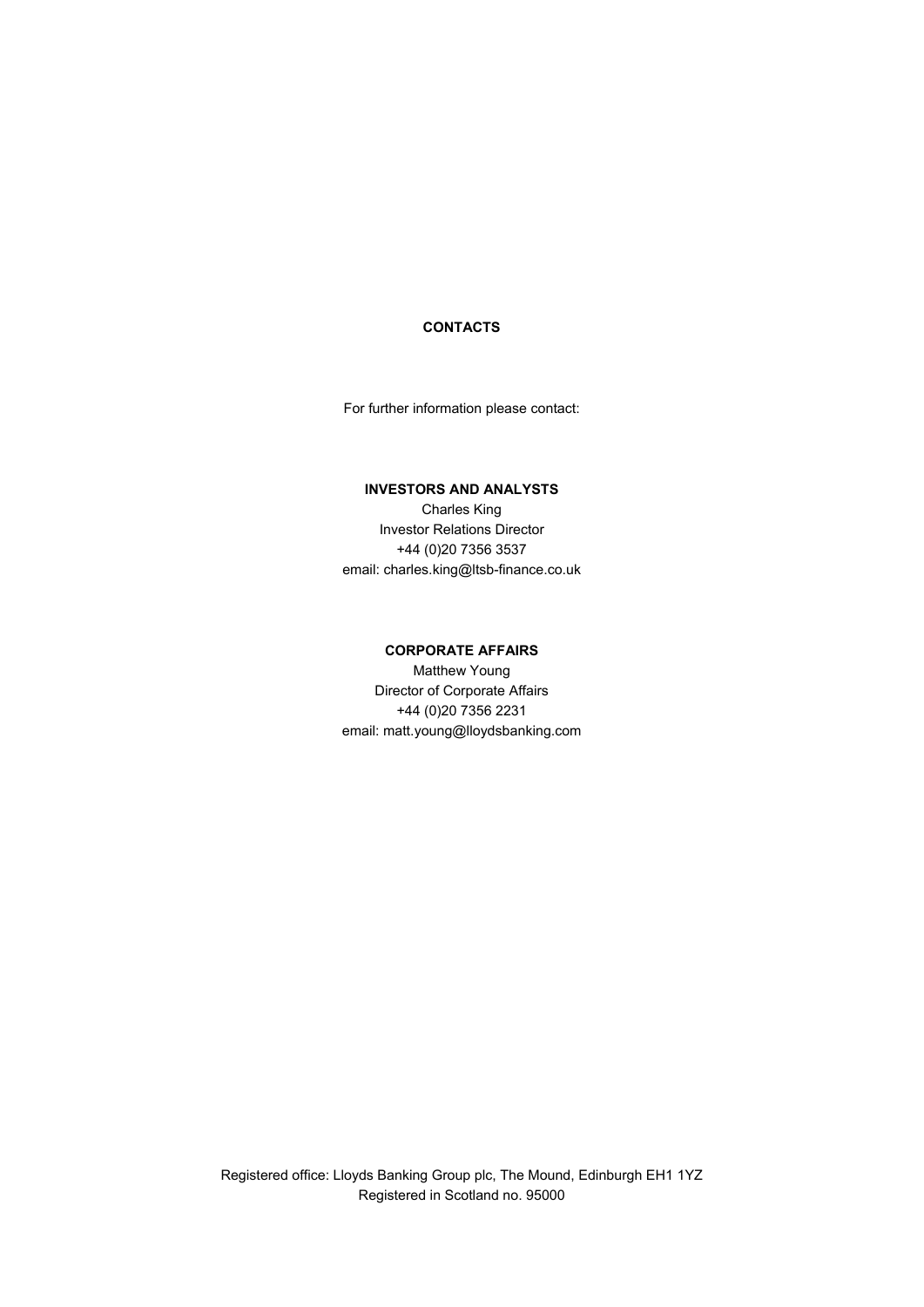## CONTACTS

For further information please contact:

**INVESTORS AND ANALYSTS**
Charles King
Investor Relations Director
+44 (0)20 7356 3537
email: charles.king@ltsb-finance.co.uk

**CORPORATE AFFAIRS**
Matthew Young
Director of Corporate Affairs
+44 (0)20 7356 2231
email: matt.young@lloydsbanking.com

Registered office: Lloyds Banking Group plc, The Mound, Edinburgh EH1 1YZ
Registered in Scotland no. 95000